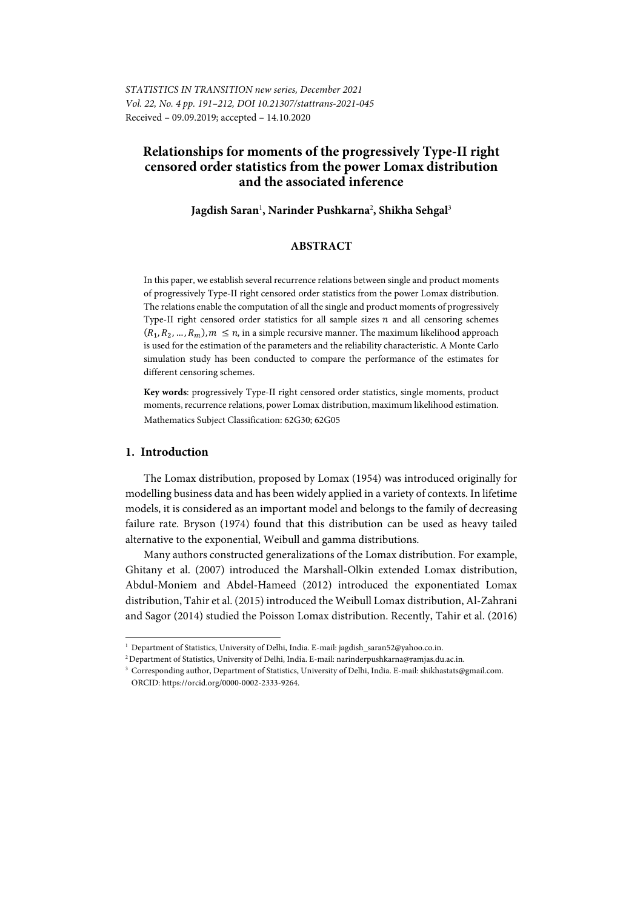*STATISTICS IN TRANSITION new series, December 2021*
*Vol. 22, No. 4 pp. 191–212, DOI 10.21307/stattrans-2021-045*
Received – 09.09.2019; accepted – 14.10.2020

# Relationships for moments of the progressively Type-II right censored order statistics from the power Lomax distribution and the associated inference

**Jagdish Saran[1], Narinder Pushkarna[2], Shikha Sehgal[3]**

## ABSTRACT

In this paper, we establish several recurrence relations between single and product moments of progressively Type-II right censored order statistics from the power Lomax distribution. The relations enable the computation of all the single and product moments of progressively Type-II right censored order statistics for all sample sizes $n$ and all censoring schemes $(R_1, R_2, \ldots, R_m), m \leq n$, in a simple recursive manner. The maximum likelihood approach is used for the estimation of the parameters and the reliability characteristic. A Monte Carlo simulation study has been conducted to compare the performance of the estimates for different censoring schemes.

**Key words**: progressively Type-II right censored order statistics, single moments, product moments, recurrence relations, power Lomax distribution, maximum likelihood estimation.

Mathematics Subject Classification: 62G30; 62G05

## 1. Introduction

The Lomax distribution, proposed by Lomax (1954) was introduced originally for modelling business data and has been widely applied in a variety of contexts. In lifetime models, it is considered as an important model and belongs to the family of decreasing failure rate. Bryson (1974) found that this distribution can be used as heavy tailed alternative to the exponential, Weibull and gamma distributions.

Many authors constructed generalizations of the Lomax distribution. For example, Ghitany et al. (2007) introduced the Marshall-Olkin extended Lomax distribution, Abdul-Moniem and Abdel-Hameed (2012) introduced the exponentiated Lomax distribution, Tahir et al. (2015) introduced the Weibull Lomax distribution, Al-Zahrani and Sagor (2014) studied the Poisson Lomax distribution. Recently, Tahir et al. (2016)

---

[1] Department of Statistics, University of Delhi, India. E-mail: jagdish_saran52@yahoo.co.in.

[2] Department of Statistics, University of Delhi, India. E-mail: narinderpushkarna@ramjas.du.ac.in.

[3] Corresponding author, Department of Statistics, University of Delhi, India. E-mail: shikhastats@gmail.com. ORCID: https://orcid.org/0000-0002-2333-9264.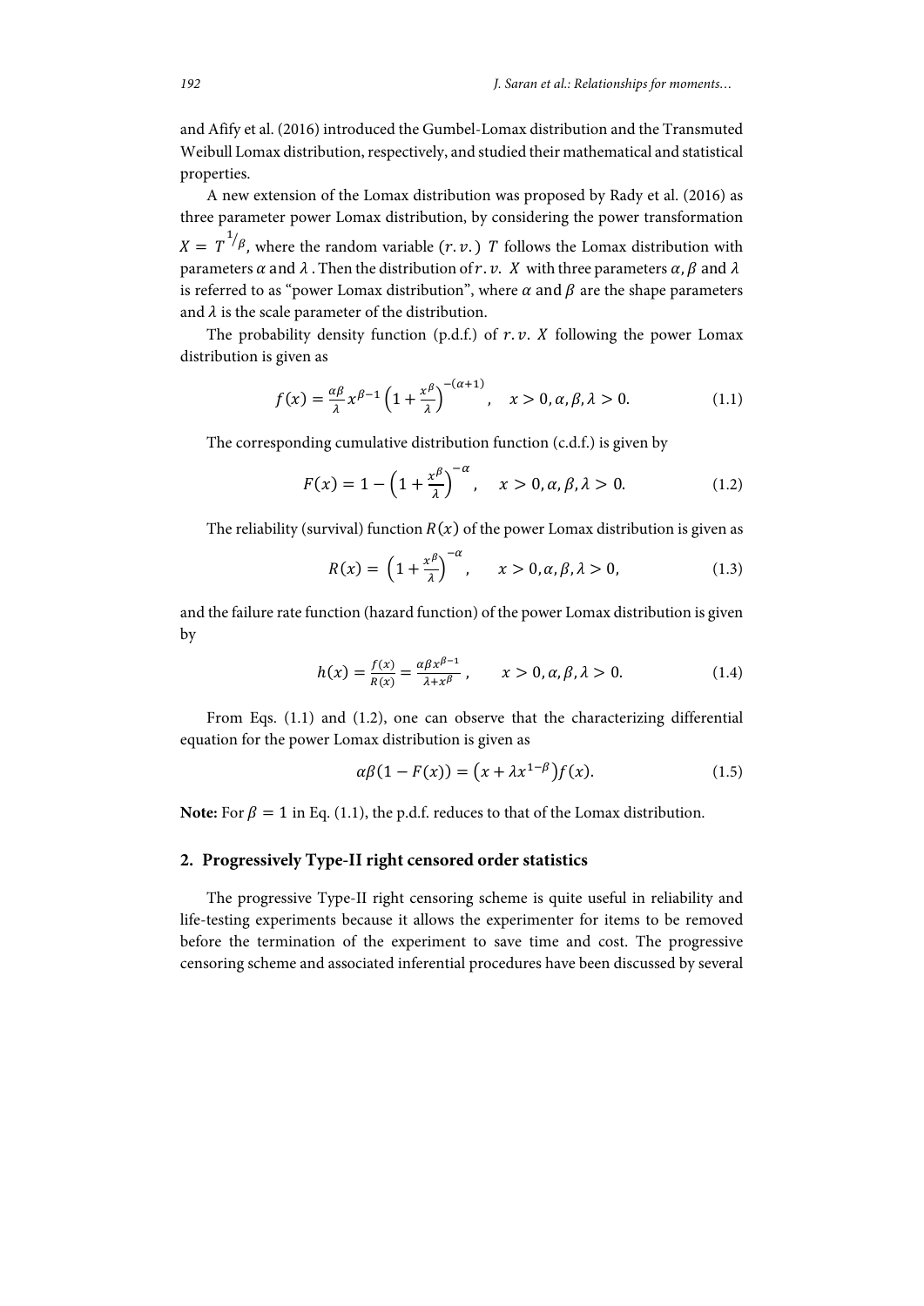and Afify et al. (2016) introduced the Gumbel-Lomax distribution and the Transmuted Weibull Lomax distribution, respectively, and studied their mathematical and statistical properties.

A new extension of the Lomax distribution was proposed by Rady et al. (2016) as three parameter power Lomax distribution, by considering the power transformation $X = T^{1/\beta}$, where the random variable $(r.v.)$ $T$ follows the Lomax distribution with parameters $\alpha$ and $\lambda$. Then the distribution of $r.v.$ $X$ with three parameters $\alpha, \beta$ and $\lambda$ is referred to as "power Lomax distribution", where $\alpha$ and $\beta$ are the shape parameters and $\lambda$ is the scale parameter of the distribution.

The probability density function (p.d.f.) of $r.v.$ $X$ following the power Lomax distribution is given as

$$f(x) = \frac{\alpha\beta}{\lambda} x^{\beta-1}\left(1+\frac{x^{\beta}}{\lambda}\right)^{-(\alpha+1)}, \quad x>0, \alpha, \beta, \lambda > 0. \tag{1.1}$$

The corresponding cumulative distribution function (c.d.f.) is given by

$$F(x) = 1-\left(1+\frac{x^{\beta}}{\lambda}\right)^{-\alpha}, \quad x>0, \alpha, \beta, \lambda > 0. \tag{1.2}$$

The reliability (survival) function $R(x)$ of the power Lomax distribution is given as

$$R(x) = \left(1+\frac{x^{\beta}}{\lambda}\right)^{-\alpha}, \quad x>0, \alpha, \beta, \lambda > 0, \tag{1.3}$$

and the failure rate function (hazard function) of the power Lomax distribution is given by

$$h(x) = \frac{f(x)}{R(x)} = \frac{\alpha\beta x^{\beta-1}}{\lambda + x^{\beta}}, \quad x>0, \alpha, \beta, \lambda > 0. \tag{1.4}$$

From Eqs. (1.1) and (1.2), one can observe that the characterizing differential equation for the power Lomax distribution is given as

$$\alpha\beta(1-F(x)) = \left(x+\lambda x^{1-\beta}\right)f(x). \tag{1.5}$$

**Note:** For $\beta = 1$ in Eq. (1.1), the p.d.f. reduces to that of the Lomax distribution.

## 2. Progressively Type-II right censored order statistics

The progressive Type-II right censoring scheme is quite useful in reliability and life-testing experiments because it allows the experimenter for items to be removed before the termination of the experiment to save time and cost. The progressive censoring scheme and associated inferential procedures have been discussed by several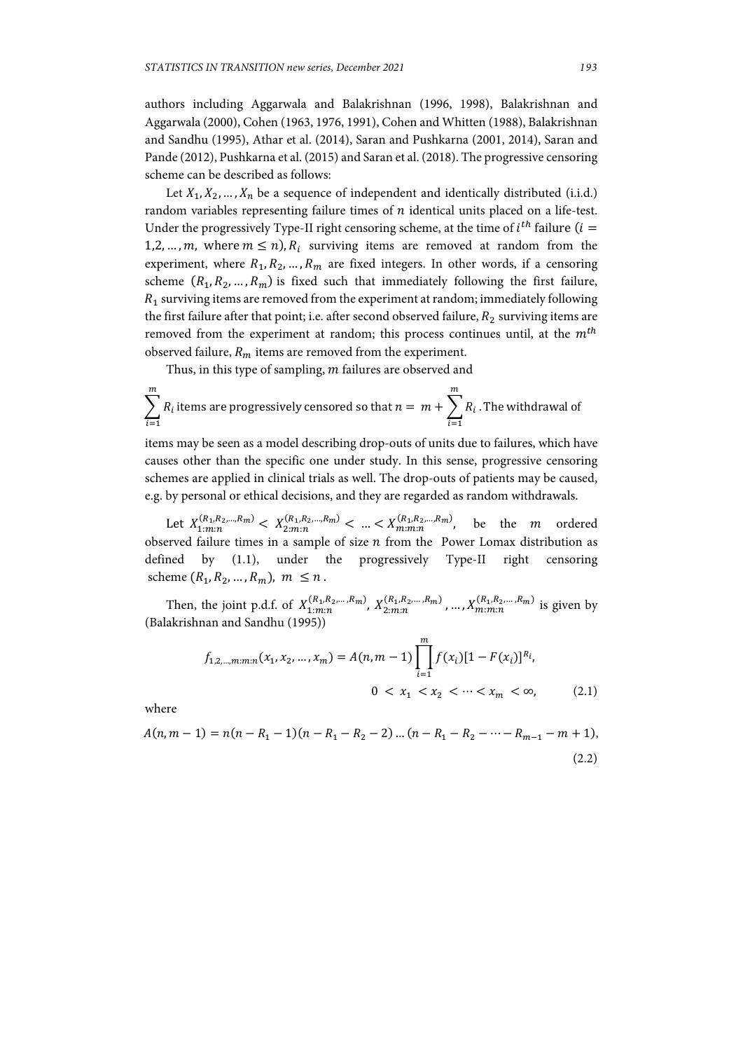authors including Aggarwala and Balakrishnan (1996, 1998), Balakrishnan and Aggarwala (2000), Cohen (1963, 1976, 1991), Cohen and Whitten (1988), Balakrishnan and Sandhu (1995), Athar et al. (2014), Saran and Pushkarna (2001, 2014), Saran and Pande (2012), Pushkarna et al. (2015) and Saran et al. (2018). The progressive censoring scheme can be described as follows:

Let $X_1, X_2, \dots, X_n$ be a sequence of independent and identically distributed (i.i.d.) random variables representing failure times of $n$ identical units placed on a life-test. Under the progressively Type-II right censoring scheme, at the time of $i^{th}$ failure ($i = 1,2,\dots,m$, where $m \le n$), $R_i$ surviving items are removed at random from the experiment, where $R_1, R_2, \dots, R_m$ are fixed integers. In other words, if a censoring scheme $(R_1, R_2, \dots, R_m)$ is fixed such that immediately following the first failure, $R_1$ surviving items are removed from the experiment at random; immediately following the first failure after that point; i.e. after second observed failure, $R_2$ surviving items are removed from the experiment at random; this process continues until, at the $m^{th}$ observed failure, $R_m$ items are removed from the experiment.

Thus, in this type of sampling, $m$ failures are observed and

$\sum_{i=1}^{m} R_i$ items are progressively censored so that $n = m + \sum_{i=1}^{m} R_i$. The withdrawal of items may be seen as a model describing drop-outs of units due to failures, which have causes other than the specific one under study. In this sense, progressive censoring schemes are applied in clinical trials as well. The drop-outs of patients may be caused, e.g. by personal or ethical decisions, and they are regarded as random withdrawals.

Let $X_{1:m:n}^{(R_1,R_2,\dots,R_m)} < X_{2:m:n}^{(R_1,R_2,\dots,R_m)} < \dots < X_{m:m:n}^{(R_1,R_2,\dots,R_m)}$, be the $m$ ordered observed failure times in a sample of size $n$ from the Power Lomax distribution as defined by (1.1), under the progressively Type-II right censoring scheme $(R_1, R_2, \dots, R_m)$, $m \le n$.

Then, the joint p.d.f. of $X_{1:m:n}^{(R_1,R_2,\dots,R_m)}, X_{2:m:n}^{(R_1,R_2,\dots,R_m)}, \dots, X_{m:m:n}^{(R_1,R_2,\dots,R_m)}$ is given by (Balakrishnan and Sandhu (1995))

$$f_{1,2,\dots,m:m:n}(x_1, x_2, \dots, x_m) = A(n, m-1) \prod_{i=1}^{m} f(x_i)[1 - F(x_i)]^{R_i},$$

$$0 < x_1 < x_2 < \dots < x_m < \infty, \tag{2.1}$$

where

$$A(n, m-1) = n(n - R_1 - 1)(n - R_1 - R_2 - 2) \dots (n - R_1 - R_2 - \dots - R_{m-1} - m + 1), \tag{2.2}$$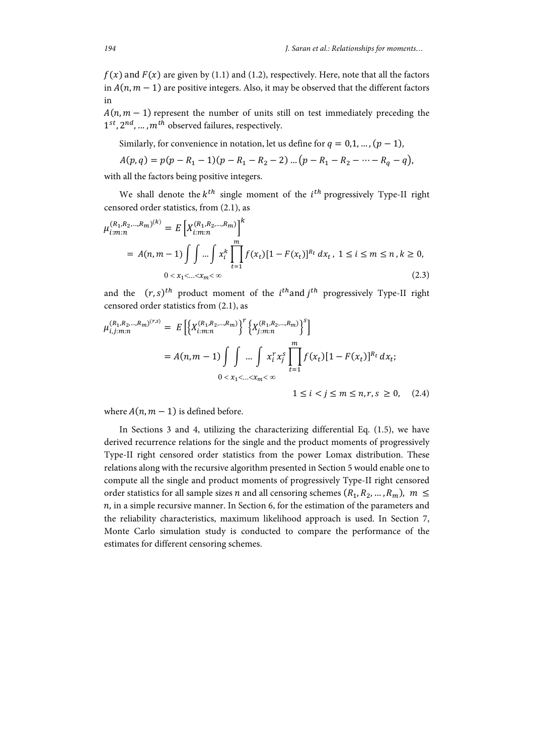$f(x)$ and $F(x)$ are given by (1.1) and (1.2), respectively. Here, note that all the factors in $A(n, m-1)$ are positive integers. Also, it may be observed that the different factors in

$A(n, m-1)$ represent the number of units still on test immediately preceding the $1^{st}, 2^{nd}, \ldots, m^{th}$ observed failures, respectively.

Similarly, for convenience in notation, let us define for $q = 0,1, \ldots, (p-1)$,

$$A(p, q) = p(p - R_1 - 1)(p - R_1 - R_2 - 2) \ldots (p - R_1 - R_2 - \cdots - R_q - q),$$

with all the factors being positive integers.

We shall denote the $k^{th}$ single moment of the $i^{th}$ progressively Type-II right censored order statistics, from (2.1), as

$$\mu_{i:m:n}^{(R_1,R_2,\ldots,R_m)(k)} = E\left[X_{i:m:n}^{(R_1,R_2,\ldots,R_m)}\right]^k$$

$$= A(n, m-1) \underset{0<x_1<\ldots<x_m<\infty}{\int\int \ldots \int} x_i^k \prod_{t=1}^{m} f(x_t)[1-F(x_t)]^{R_t}\, dx_t\,,\ 1 \le i \le m \le n\,, k \ge 0, \tag{2.3}$$

and the $(r,s)^{th}$ product moment of the $i^{th}$ and $j^{th}$ progressively Type-II right censored order statistics from (2.1), as

$$\mu_{i,j:m:n}^{(R_1,R_2,\ldots,R_m)(r,s)} = E\left[\left\{X_{i:m:n}^{(R_1,R_2,\ldots,R_m)}\right\}^r \left\{X_{j:m:n}^{(R_1,R_2,\ldots,R_m)}\right\}^s\right]$$

$$= A(n, m-1) \underset{0<x_1<\ldots<x_m<\infty}{\int\int \ldots \int} x_i^r x_j^s \prod_{t=1}^{m} f(x_t)[1-F(x_t)]^{R_t}\, dx_t;$$

$$1 \le i < j \le m \le n, r, s \ge 0, \tag{2.4}$$

where $A(n, m-1)$ is defined before.

In Sections 3 and 4, utilizing the characterizing differential Eq. (1.5), we have derived recurrence relations for the single and the product moments of progressively Type-II right censored order statistics from the power Lomax distribution. These relations along with the recursive algorithm presented in Section 5 would enable one to compute all the single and product moments of progressively Type-II right censored order statistics for all sample sizes $n$ and all censoring schemes $(R_1, R_2, \ldots, R_m)$, $m \le n$, in a simple recursive manner. In Section 6, for the estimation of the parameters and the reliability characteristics, maximum likelihood approach is used. In Section 7, Monte Carlo simulation study is conducted to compare the performance of the estimates for different censoring schemes.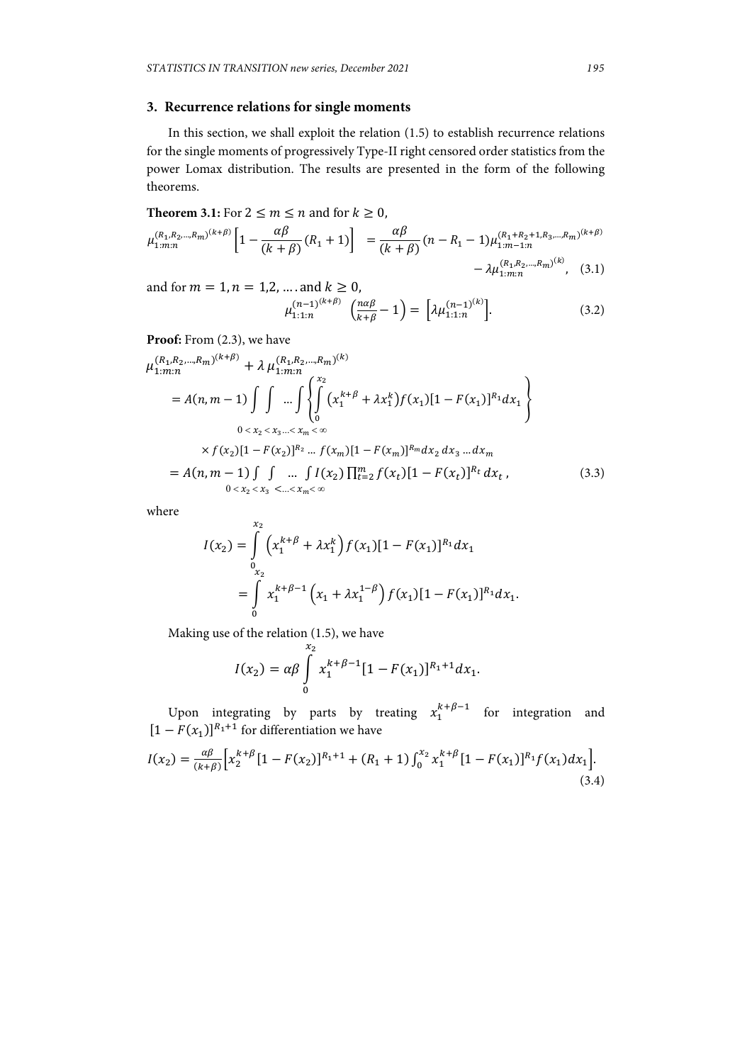## 3. Recurrence relations for single moments

In this section, we shall exploit the relation (1.5) to establish recurrence relations for the single moments of progressively Type-II right censored order statistics from the power Lomax distribution. The results are presented in the form of the following theorems.

**Theorem 3.1:** For $2 \le m \le n$ and for $k \ge 0$,

$$\mu_{1:m:n}^{(R_1,R_2,\ldots,R_m)^{(k+\beta)}}\left[1-\frac{\alpha\beta}{(k+\beta)}(R_1+1)\right] = \frac{\alpha\beta}{(k+\beta)}(n-R_1-1)\mu_{1:m-1:n}^{(R_1+R_2+1,R_3,\ldots,R_m)^{(k+\beta)}} - \lambda\mu_{1:m:n}^{(R_1,R_2,\ldots,R_m)^{(k)}}, \quad (3.1)$$

and for $m = 1, n = 1,2, \ldots$ and $k \ge 0$,

$$\mu_{1:1:n}^{(n-1)^{(k+\beta)}}\left(\frac{n\alpha\beta}{k+\beta}-1\right) = \left[\lambda\mu_{1:1:n}^{(n-1)^{(k)}}\right]. \quad (3.2)$$

**Proof:** From (2.3), we have

$$\begin{aligned}
&\mu_{1:m:n}^{(R_1,R_2,\ldots,R_m)^{(k+\beta)}} + \lambda\,\mu_{1:m:n}^{(R_1,R_2,\ldots,R_m)^{(k)}} \\
&= A(n,m-1)\underset{0<x_2<x_3\ldots<x_m<\infty}{\int\int\ldots\int}\left\{\int_0^{x_2}\left(x_1^{k+\beta}+\lambda x_1^k\right)f(x_1)[1-F(x_1)]^{R_1}dx_1\right\} \\
&\quad\times f(x_2)[1-F(x_2)]^{R_2}\ldots f(x_m)[1-F(x_m)]^{R_m}dx_2\,dx_3\ldots dx_m \\
&= A(n,m-1)\underset{0<x_2<x_3<\ldots<x_m<\infty}{\int\int\ldots\int} I(x_2)\prod_{t=2}^{m} f(x_t)[1-F(x_t)]^{R_t}\,dx_t\,, \qquad (3.3)
\end{aligned}$$

where

$$\begin{aligned}
I(x_2) &= \int_0^{x_2}\left(x_1^{k+\beta}+\lambda x_1^k\right)f(x_1)[1-F(x_1)]^{R_1}dx_1 \\
&= \int_0^{x_2} x_1^{k+\beta-1}\left(x_1+\lambda x_1^{1-\beta}\right)f(x_1)[1-F(x_1)]^{R_1}dx_1.
\end{aligned}$$

Making use of the relation (1.5), we have

$$I(x_2) = \alpha\beta\int_0^{x_2} x_1^{k+\beta-1}[1-F(x_1)]^{R_1+1}dx_1.$$

Upon integrating by parts by treating $x_1^{k+\beta-1}$ for integration and $[1-F(x_1)]^{R_1+1}$ for differentiation we have

$$I(x_2) = \frac{\alpha\beta}{(k+\beta)}\left[x_2^{k+\beta}[1-F(x_2)]^{R_1+1} + (R_1+1)\int_0^{x_2} x_1^{k+\beta}[1-F(x_1)]^{R_1}f(x_1)dx_1\right]. \quad (3.4)$$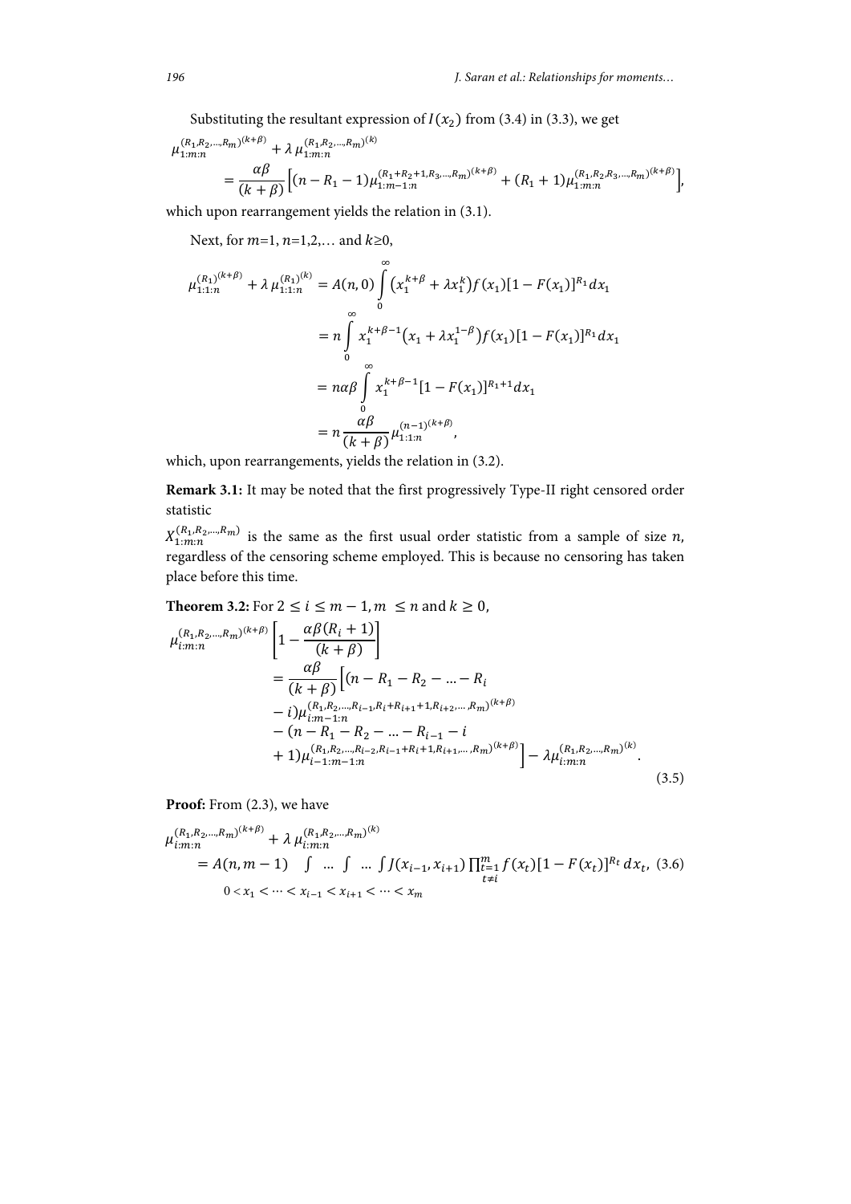Substituting the resultant expression of $I(x_2)$ from (3.4) in (3.3), we get

$$\mu_{1:m:n}^{(R_1,R_2,\ldots,R_m)^{(k+\beta)}} + \lambda\, \mu_{1:m:n}^{(R_1,R_2,\ldots,R_m)^{(k)}} = \frac{\alpha\beta}{(k+\beta)}\Big[(n-R_1-1)\mu_{1:m-1:n}^{(R_1+R_2+1,R_3,\ldots,R_m)^{(k+\beta)}} + (R_1+1)\mu_{1:m:n}^{(R_1,R_2,R_3,\ldots,R_m)^{(k+\beta)}}\Big],$$

which upon rearrangement yields the relation in (3.1).

Next, for $m$=1, $n$=1,2,… and $k$≥0,

$$\begin{aligned}
\mu_{1:1:n}^{(R_1)^{(k+\beta)}} + \lambda\, \mu_{1:1:n}^{(R_1)^{(k)}} &= A(n,0)\int_0^\infty \left(x_1^{k+\beta}+\lambda x_1^k\right) f(x_1)[1-F(x_1)]^{R_1}dx_1 \\
&= n\int_0^\infty x_1^{k+\beta-1}\left(x_1+\lambda x_1^{1-\beta}\right) f(x_1)[1-F(x_1)]^{R_1}dx_1 \\
&= n\alpha\beta\int_0^\infty x_1^{k+\beta-1}[1-F(x_1)]^{R_1+1}dx_1 \\
&= n\frac{\alpha\beta}{(k+\beta)}\mu_{1:1:n}^{(n-1)^{(k+\beta)}},
\end{aligned}$$

which, upon rearrangements, yields the relation in (3.2).

**Remark 3.1:** It may be noted that the first progressively Type-II right censored order statistic

$X_{1:m:n}^{(R_1,R_2,\ldots,R_m)}$ is the same as the first usual order statistic from a sample of size $n$, regardless of the censoring scheme employed. This is because no censoring has taken place before this time.

**Theorem 3.2:** For $2 \le i \le m-1, m \le n$ and $k \ge 0$,

$$\begin{aligned}
\mu_{i:m:n}^{(R_1,R_2,\ldots,R_m)^{(k+\beta)}}&\left[1-\frac{\alpha\beta(R_i+1)}{(k+\beta)}\right] \\
&= \frac{\alpha\beta}{(k+\beta)}\Big[(n-R_1-R_2-\ldots-R_i-i)\mu_{i:m-1:n}^{(R_1,R_2,\ldots,R_{i-1},R_i+R_{i+1}+1,R_{i+2},\ldots,R_m)^{(k+\beta)}} \\
&\quad - (n-R_1-R_2-\ldots-R_{i-1}-i+1)\mu_{i-1:m-1:n}^{(R_1,R_2,\ldots,R_{i-2},R_{i-1}+R_i+1,R_{i+1},\ldots,R_m)^{(k+\beta)}}\Big] - \lambda\mu_{i:m:n}^{(R_1,R_2,\ldots,R_m)^{(k)}}.
\end{aligned} \tag{3.5}$$

**Proof:** From (2.3), we have

$$\mu_{i:m:n}^{(R_1,R_2,\ldots,R_m)^{(k+\beta)}} + \lambda\, \mu_{i:m:n}^{(R_1,R_2,\ldots,R_m)^{(k)}} = A(n,m-1)\underset{0<x_1<\cdots<x_{i-1}<x_{i+1}<\cdots<x_m}{\int\ldots\int\ldots\int} J(x_{i-1},x_{i+1})\prod_{\substack{t=1\\t\neq i}}^{m} f(x_t)[1-F(x_t)]^{R_t}\,dx_t, \tag{3.6}$$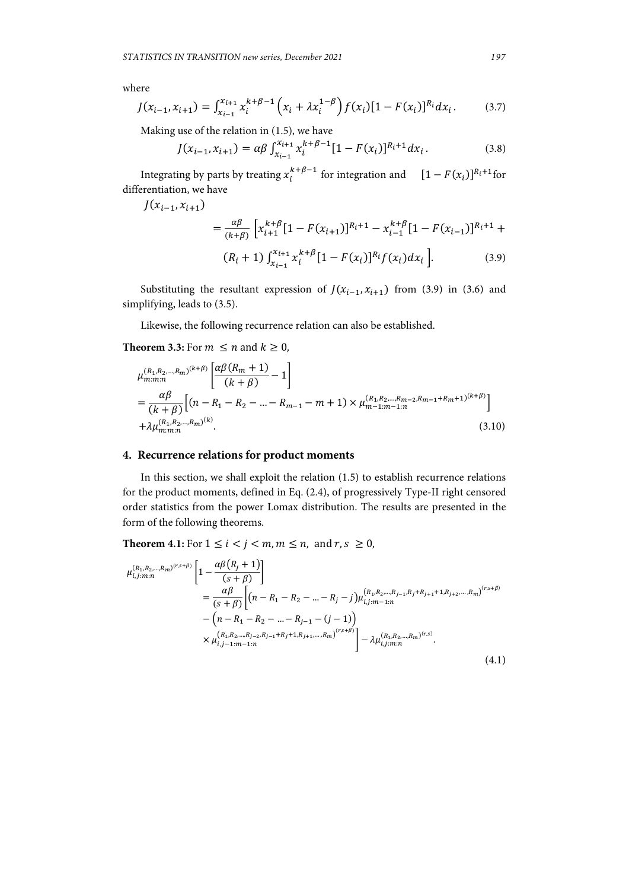where

$$J(x_{i-1}, x_{i+1}) = \int_{x_{i-1}}^{x_{i+1}} x_i^{k+\beta-1}\left(x_i + \lambda x_i^{1-\beta}\right) f(x_i)[1 - F(x_i)]^{R_i} dx_i . \tag{3.7}$$

Making use of the relation in (1.5), we have

$$J(x_{i-1}, x_{i+1}) = \alpha\beta \int_{x_{i-1}}^{x_{i+1}} x_i^{k+\beta-1}[1 - F(x_i)]^{R_i+1} dx_i . \tag{3.8}$$

Integrating by parts by treating $x_i^{k+\beta-1}$ for integration and $[1 - F(x_i)]^{R_i+1}$ for differentiation, we have

$$\begin{aligned} J(x_{i-1}, x_{i+1}) &= \frac{\alpha\beta}{(k+\beta)} \Big[ x_{i+1}^{k+\beta}[1 - F(x_{i+1})]^{R_i+1} - x_{i-1}^{k+\beta}[1 - F(x_{i-1})]^{R_i+1} + \\ &\quad (R_i + 1) \int_{x_{i-1}}^{x_{i+1}} x_i^{k+\beta}[1 - F(x_i)]^{R_i} f(x_i) dx_i \Big]. \end{aligned} \tag{3.9}$$

Substituting the resultant expression of $J(x_{i-1}, x_{i+1})$ from (3.9) in (3.6) and simplifying, leads to (3.5).

Likewise, the following recurrence relation can also be established.

**Theorem 3.3:** For $m \leq n$ and $k \geq 0$,

$$\begin{aligned} &\mu_{m:m:n}^{(R_1,R_2,\ldots,R_m)^{(k+\beta)}} \left[\frac{\alpha\beta(R_m + 1)}{(k+\beta)} - 1\right] \\ &= \frac{\alpha\beta}{(k+\beta)}\Big[(n - R_1 - R_2 - \ldots - R_{m-1} - m + 1) \times \mu_{m-1:m-1:n}^{(R_1,R_2,\ldots,R_{m-2},R_{m-1}+R_m+1)^{(k+\beta)}}\Big] \\ &+ \lambda\mu_{m:m:n}^{(R_1,R_2,\ldots,R_m)^{(k)}}. \end{aligned} \tag{3.10}$$

## 4. Recurrence relations for product moments

In this section, we shall exploit the relation (1.5) to establish recurrence relations for the product moments, defined in Eq. (2.4), of progressively Type-II right censored order statistics from the power Lomax distribution. The results are presented in the form of the following theorems.

**Theorem 4.1:** For $1 \leq i < j < m, m \leq n,$ and $r, s \geq 0$,

$$\begin{aligned} &\mu_{i,j:m:n}^{(R_1,R_2,\ldots,R_m)^{(r,s+\beta)}} \left[1 - \frac{\alpha\beta(R_j + 1)}{(s+\beta)}\right] \\ &= \frac{\alpha\beta}{(s+\beta)}\Big[\left(n - R_1 - R_2 - \ldots - R_j - j\right)\mu_{i,j:m-1:n}^{(R_1,R_2,\ldots,R_{j-1},R_j+R_{j+1}+1,R_{j+2},\ldots,R_m)^{(r,s+\beta)}} \\ &\quad - \left(n - R_1 - R_2 - \ldots - R_{j-1} - (j-1)\right) \\ &\quad \times \mu_{i,j-1:m-1:n}^{(R_1,R_2,\ldots,R_{j-2},R_{j-1}+R_j+1,R_{j+1},\ldots,R_m)^{(r,s+\beta)}}\Big] - \lambda\mu_{i,j:m:n}^{(R_1,R_2,\ldots,R_m)^{(r,s)}}. \end{aligned} \tag{4.1}$$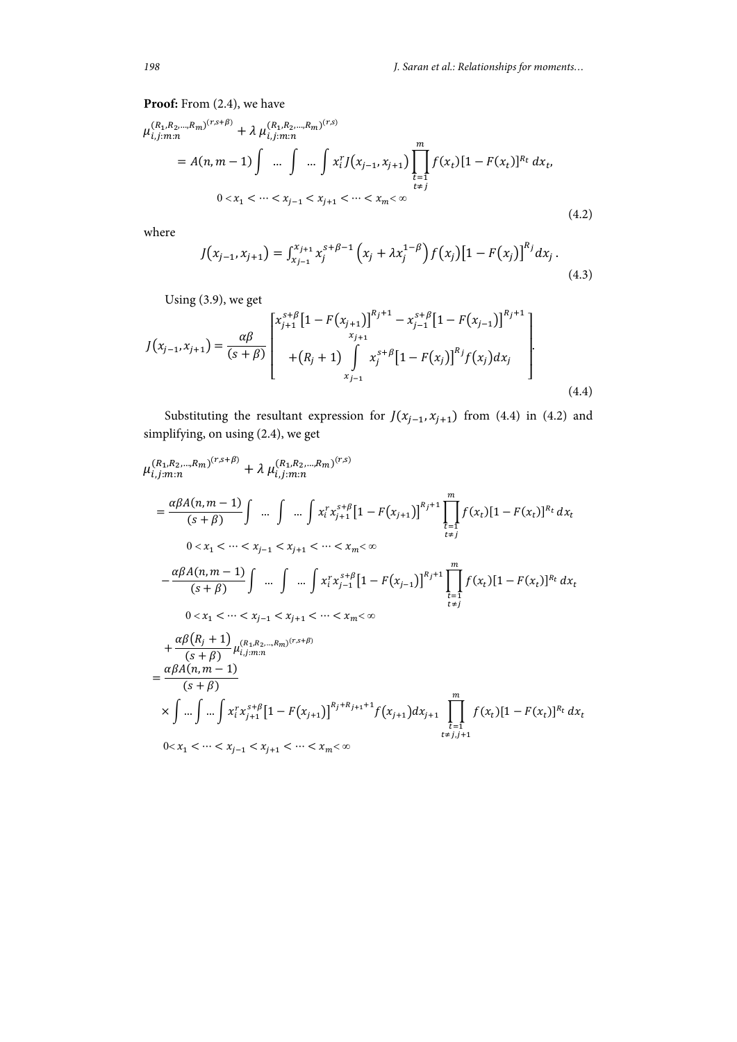**Proof:** From (2.4), we have

$$\mu_{i,j:m:n}^{(R_1,R_2,\ldots,R_m)^{(r,s+\beta)}} + \lambda\, \mu_{i,j:m:n}^{(R_1,R_2,\ldots,R_m)^{(r,s)}}$$
$$= A(n,m-1)\underset{0<x_1<\cdots<x_{j-1}<x_{j+1}<\cdots<x_m<\infty}{\int \ldots \int \ldots \int} x_i^r J(x_{j-1},x_{j+1}) \prod_{\substack{t=1\\ t\neq j}}^{m} f(x_t)[1-F(x_t)]^{R_t}\, dx_t, \tag{4.2}$$

where

$$J(x_{j-1},x_{j+1}) = \int_{x_{j-1}}^{x_{j+1}} x_j^{s+\beta-1}\left(x_j + \lambda x_j^{1-\beta}\right) f(x_j)\left[1-F(x_j)\right]^{R_j} dx_j\,. \tag{4.3}$$

Using (3.9), we get

$$J(x_{j-1},x_{j+1}) = \frac{\alpha\beta}{(s+\beta)}\left[\begin{array}{c} x_{j+1}^{s+\beta}\left[1-F(x_{j+1})\right]^{R_j+1} - x_{j-1}^{s+\beta}\left[1-F(x_{j-1})\right]^{R_j+1} \\ +(R_j+1)\displaystyle\int_{x_{j-1}}^{x_{j+1}} x_j^{s+\beta}\left[1-F(x_j)\right]^{R_j} f(x_j)dx_j \end{array}\right]. \tag{4.4}$$

Substituting the resultant expression for $J(x_{j-1},x_{j+1})$ from (4.4) in (4.2) and simplifying, on using (2.4), we get

$$\mu_{i,j:m:n}^{(R_1,R_2,\ldots,R_m)^{(r,s+\beta)}} + \lambda\, \mu_{i,j:m:n}^{(R_1,R_2,\ldots,R_m)^{(r,s)}}$$
$$= \frac{\alpha\beta A(n,m-1)}{(s+\beta)}\underset{0<x_1<\cdots<x_{j-1}<x_{j+1}<\cdots<x_m<\infty}{\int \ldots \int \ldots \int} x_i^r x_{j+1}^{s+\beta}\left[1-F(x_{j+1})\right]^{R_j+1} \prod_{\substack{t=1\\ t\neq j}}^{m} f(x_t)[1-F(x_t)]^{R_t}\, dx_t$$
$$- \frac{\alpha\beta A(n,m-1)}{(s+\beta)}\underset{0<x_1<\cdots<x_{j-1}<x_{j+1}<\cdots<x_m<\infty}{\int \ldots \int \ldots \int} x_i^r x_{j-1}^{s+\beta}\left[1-F(x_{j-1})\right]^{R_j+1} \prod_{\substack{t=1\\ t\neq j}}^{m} f(x_t)[1-F(x_t)]^{R_t}\, dx_t$$
$$+ \frac{\alpha\beta(R_j+1)}{(s+\beta)}\mu_{i,j:m:n}^{(R_1,R_2,\ldots,R_m)^{(r,s+\beta)}}$$
$$= \frac{\alpha\beta A(n,m-1)}{(s+\beta)}$$
$$\times \underset{0<x_1<\cdots<x_{j-1}<x_{j+1}<\cdots<x_m<\infty}{\int \ldots \int \ldots \int} x_i^r x_{j+1}^{s+\beta}\left[1-F(x_{j+1})\right]^{R_j+R_{j+1}+1} f(x_{j+1})dx_{j+1} \prod_{\substack{t=1\\ t\neq j,j+1}}^{m} f(x_t)[1-F(x_t)]^{R_t}\, dx_t$$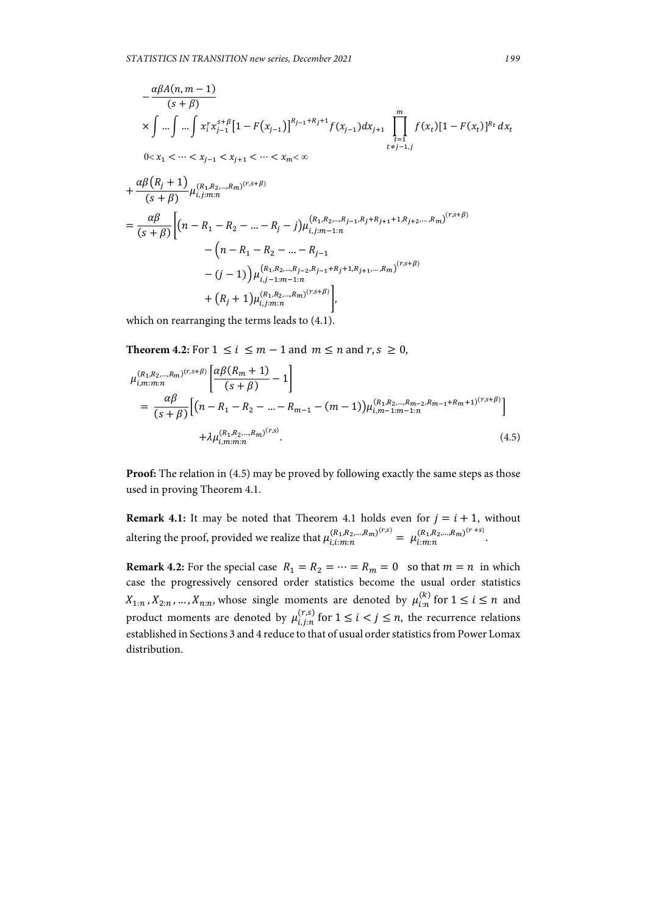$$
-\frac{\alpha\beta A(n,m-1)}{(s+\beta)}
$$

$$
\times \int \ldots \int \ldots \int x_i^r x_{j-1}^{s+\beta} \left[1-F(x_{j-1})\right]^{R_{j-1}+R_j+1} f(x_{j-1}) dx_{j+1} \prod_{\substack{t=1 \\ t\neq j-1,j}}^{m} f(x_t)[1-F(x_t)]^{R_t} dx_t
$$

$$
0 < x_1 < \cdots < x_{j-1} < x_{j+1} < \cdots < x_m < \infty
$$

$$
+\frac{\alpha\beta(R_j+1)}{(s+\beta)} \mu_{i,j:m:n}^{(R_1,R_2,\ldots,R_m)^{(r,s+\beta)}}
$$

$$
= \frac{\alpha\beta}{(s+\beta)} \Bigg[ (n - R_1 - R_2 - \ldots - R_j - j) \mu_{i,j:m-1:n}^{(R_1,R_2,\ldots,R_{j-1},R_j+R_{j+1}+1,R_{j+2},\ldots,R_m)^{(r,s+\beta)}}
$$

$$
- \Big(n - R_1 - R_2 - \ldots - R_{j-1}
$$

$$
- (j-1)\Big) \mu_{i,j-1:m-1:n}^{(R_1,R_2,\ldots,R_{j-2},R_{j-1}+R_j+1,R_{j+1},\ldots,R_m)^{(r,s+\beta)}}
$$

$$
+ (R_j+1) \mu_{i,j:m:n}^{(R_1,R_2,\ldots,R_m)^{(r,s+\beta)}} \Bigg],
$$

which on rearranging the terms leads to (4.1).

**Theorem 4.2:** For $1 \leq i \leq m-1$ and $m \leq n$ and $r, s \geq 0$,

$$
\mu_{i,m:m:n}^{(R_1,R_2,\ldots,R_m)^{(r,s+\beta)}} \left[ \frac{\alpha\beta(R_m+1)}{(s+\beta)} - 1 \right]
$$

$$
= \frac{\alpha\beta}{(s+\beta)} \left[ (n - R_1 - R_2 - \ldots - R_{m-1} - (m-1)) \mu_{i,m-1:m-1:n}^{(R_1,R_2,\ldots,R_{m-2},R_{m-1}+R_m+1)^{(r,s+\beta)}} \right]
$$

$$
+ \lambda \mu_{i,m:m:n}^{(R_1,R_2,\ldots,R_m)^{(r,s)}}. \tag{4.5}
$$

**Proof:** The relation in (4.5) may be proved by following exactly the same steps as those used in proving Theorem 4.1.

**Remark 4.1:** It may be noted that Theorem 4.1 holds even for $j = i+1$, without altering the proof, provided we realize that $\mu_{i,i:m:n}^{(R_1,R_2,\ldots,R_m)^{(r,s)}} = \mu_{i:m:n}^{(R_1,R_2,\ldots,R_m)^{(r+s)}}$.

**Remark 4.2:** For the special case $R_1 = R_2 = \cdots = R_m = 0$ so that $m = n$ in which case the progressively censored order statistics become the usual order statistics $X_{1:n}, X_{2:n}, \ldots, X_{n:n}$, whose single moments are denoted by $\mu_{i:n}^{(k)}$ for $1 \leq i \leq n$ and product moments are denoted by $\mu_{i,j:n}^{(r,s)}$ for $1 \leq i < j \leq n$, the recurrence relations established in Sections 3 and 4 reduce to that of usual order statistics from Power Lomax distribution.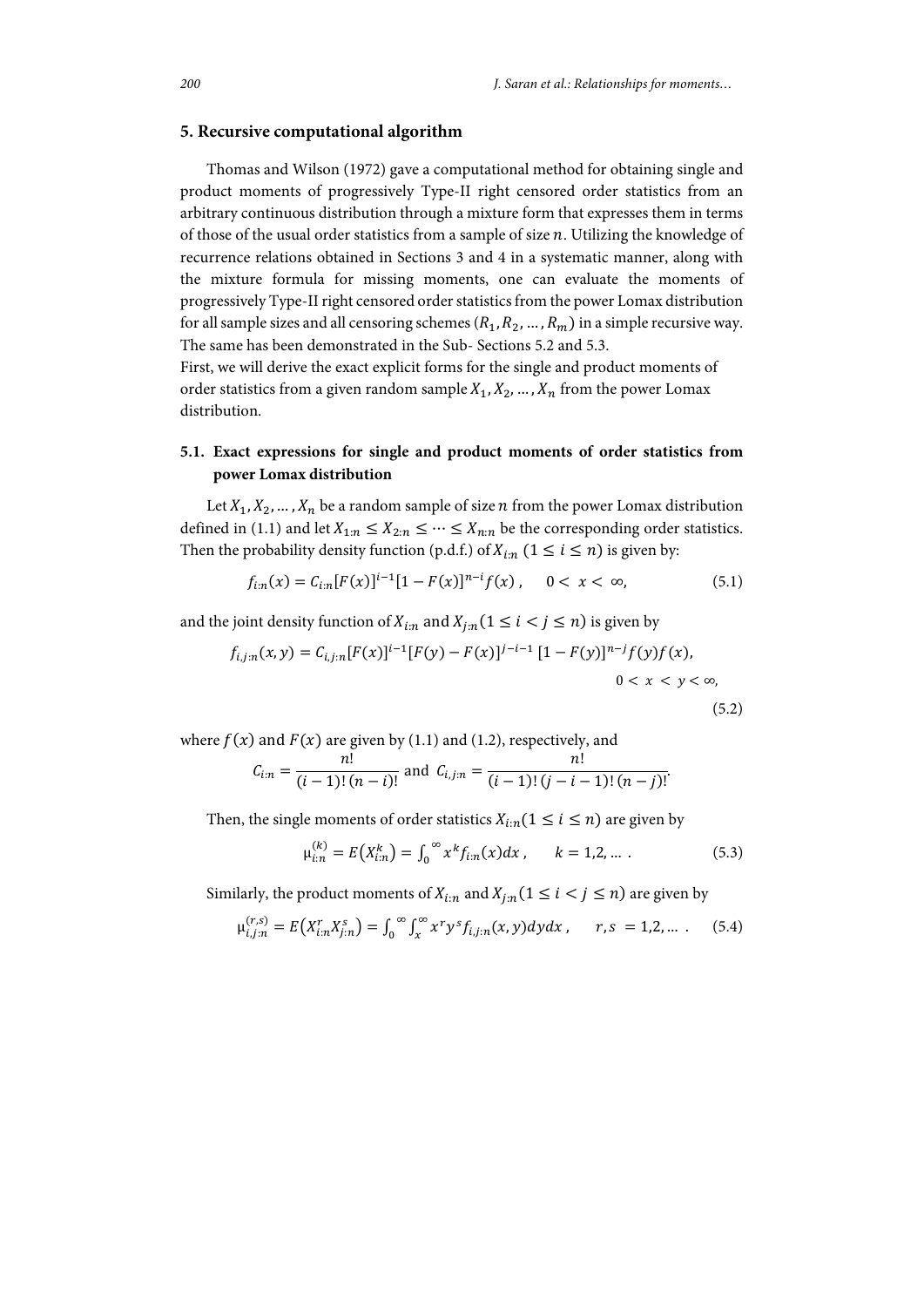## 5. Recursive computational algorithm

Thomas and Wilson (1972) gave a computational method for obtaining single and product moments of progressively Type-II right censored order statistics from an arbitrary continuous distribution through a mixture form that expresses them in terms of those of the usual order statistics from a sample of size $n$. Utilizing the knowledge of recurrence relations obtained in Sections 3 and 4 in a systematic manner, along with the mixture formula for missing moments, one can evaluate the moments of progressively Type-II right censored order statistics from the power Lomax distribution for all sample sizes and all censoring schemes $(R_1, R_2, \dots, R_m)$ in a simple recursive way. The same has been demonstrated in the Sub- Sections 5.2 and 5.3.

First, we will derive the exact explicit forms for the single and product moments of order statistics from a given random sample $X_1, X_2, \dots, X_n$ from the power Lomax distribution.

### 5.1. Exact expressions for single and product moments of order statistics from power Lomax distribution

Let $X_1, X_2, \dots, X_n$ be a random sample of size $n$ from the power Lomax distribution defined in (1.1) and let $X_{1:n} \leq X_{2:n} \leq \cdots \leq X_{n:n}$ be the corresponding order statistics. Then the probability density function (p.d.f.) of $X_{i:n}$ $(1 \leq i \leq n)$ is given by:

$$f_{i:n}(x) = C_{i:n}[F(x)]^{i-1}[1 - F(x)]^{n-i} f(x), \quad 0 < x < \infty, \tag{5.1}$$

and the joint density function of $X_{i:n}$ and $X_{j:n}(1 \leq i < j \leq n)$ is given by

$$f_{i,j:n}(x, y) = C_{i,j:n}[F(x)]^{i-1}[F(y) - F(x)]^{j-i-1}[1 - F(y)]^{n-j} f(y) f(x), \quad 0 < x < y < \infty, \tag{5.2}$$

where $f(x)$ and $F(x)$ are given by (1.1) and (1.2), respectively, and

$$C_{i:n} = \frac{n!}{(i-1)!\,(n-i)!} \text{ and } C_{i,j:n} = \frac{n!}{(i-1)!\,(j-i-1)!\,(n-j)!}.$$

Then, the single moments of order statistics $X_{i:n}(1 \leq i \leq n)$ are given by

$$\mu_{i:n}^{(k)} = E\left(X_{i:n}^{k}\right) = \int_0^{\infty} x^k f_{i:n}(x)dx, \quad k = 1,2, \dots . \tag{5.3}$$

Similarly, the product moments of $X_{i:n}$ and $X_{j:n}(1 \leq i < j \leq n)$ are given by

$$\mu_{i,j:n}^{(r,s)} = E\left(X_{i:n}^{r} X_{j:n}^{s}\right) = \int_0^{\infty}\int_x^{\infty} x^r y^s f_{i,j:n}(x, y)dydx, \quad r, s = 1,2, \dots . \tag{5.4}$$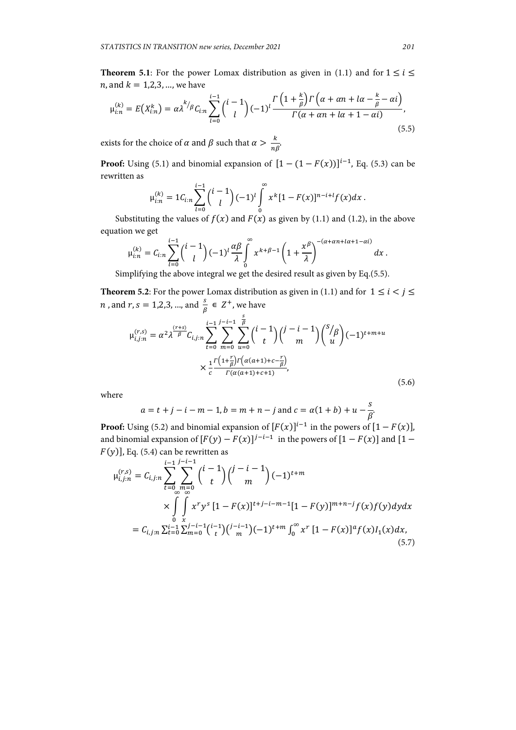**Theorem 5.1**: For the power Lomax distribution as given in (1.1) and for $1 \leq i \leq n$, and $k = 1,2,3, \ldots$, we have

$$\mu_{i:n}^{(k)} = E\left(X_{i:n}^{k}\right) = \alpha\lambda^{k/\beta} C_{i:n} \sum_{l=0}^{i-1} \binom{i-1}{l} (-1)^{l} \frac{\Gamma\left(1+\frac{k}{\beta}\right)\Gamma\left(\alpha+\alpha n+l\alpha-\frac{k}{\beta}-\alpha i\right)}{\Gamma(\alpha+\alpha n+l\alpha+1-\alpha i)}, \tag{5.5}$$

exists for the choice of $\alpha$ and $\beta$ such that $\alpha > \frac{k}{n\beta}$.

**Proof:** Using (5.1) and binomial expansion of $[1-(1-F(x))]^{i-1}$, Eq. (5.3) can be rewritten as

$$\mu_{i:n}^{(k)} = 1C_{i:n} \sum_{l=0}^{i-1} \binom{i-1}{l} (-1)^{l} \int_{0}^{\infty} x^{k} [1-F(x)]^{n-i+l} f(x) dx .$$

Substituting the values of $f(x)$ and $F(x)$ as given by (1.1) and (1.2), in the above equation we get

$$\mu_{i:n}^{(k)} = C_{i:n} \sum_{l=0}^{i-1} \binom{i-1}{l} (-1)^{l} \frac{\alpha\beta}{\lambda} \int_{0}^{\infty} x^{k+\beta-1} \left(1+\frac{x^{\beta}}{\lambda}\right)^{-(\alpha+\alpha n+l\alpha+1-\alpha i)} dx .$$

Simplifying the above integral we get the desired result as given by Eq.(5.5).

**Theorem 5.2**: For the power Lomax distribution as given in (1.1) and for $1 \leq i < j \leq n$, and $r, s = 1,2,3, \ldots$, and $\frac{s}{\beta} \in Z^{+}$, we have

$$\mu_{i,j:n}^{(r,s)} = \alpha^{2} \lambda^{\frac{(r+s)}{\beta}} C_{i,j:n} \sum_{t=0}^{i-1} \sum_{m=0}^{j-i-1} \sum_{u=0}^{\frac{s}{\beta}} \binom{i-1}{t} \binom{j-i-1}{m} \binom{s/\beta}{u} (-1)^{t+m+u} \times \frac{1}{c} \frac{\Gamma\left(1+\frac{r}{\beta}\right)\Gamma\left(\alpha(a+1)+c-\frac{r}{\beta}\right)}{\Gamma(\alpha(a+1)+c+1)}, \tag{5.6}$$

where

$$a = t+j-i-m-1, \; b = m+n-j \text{ and } c = \alpha(1+b)+u-\frac{s}{\beta}.$$

**Proof:** Using (5.2) and binomial expansion of $[F(x)]^{i-1}$ in the powers of $[1-F(x)]$, and binomial expansion of $[F(y)-F(x)]^{j-i-1}$ in the powers of $[1-F(x)]$ and $[1-F(y)]$, Eq. (5.4) can be rewritten as

$$\begin{aligned}
\mu_{i,j:n}^{(r,s)} &= C_{i,j:n} \sum_{t=0}^{i-1} \sum_{m=0}^{j-i-1} \binom{i-1}{t} \binom{j-i-1}{m} (-1)^{t+m} \\
&\quad \times \int_{0}^{\infty} \int_{x}^{\infty} x^{r} y^{s} [1-F(x)]^{t+j-i-m-1} [1-F(y)]^{m+n-j} f(x) f(y) dy dx \\
&= C_{i,j:n} \sum_{t=0}^{i-1} \sum_{m=0}^{j-i-1} \binom{i-1}{t} \binom{j-i-1}{m} (-1)^{t+m} \int_{0}^{\infty} x^{r} [1-F(x)]^{a} f(x) I_{1}(x) dx,
\end{aligned} \tag{5.7}$$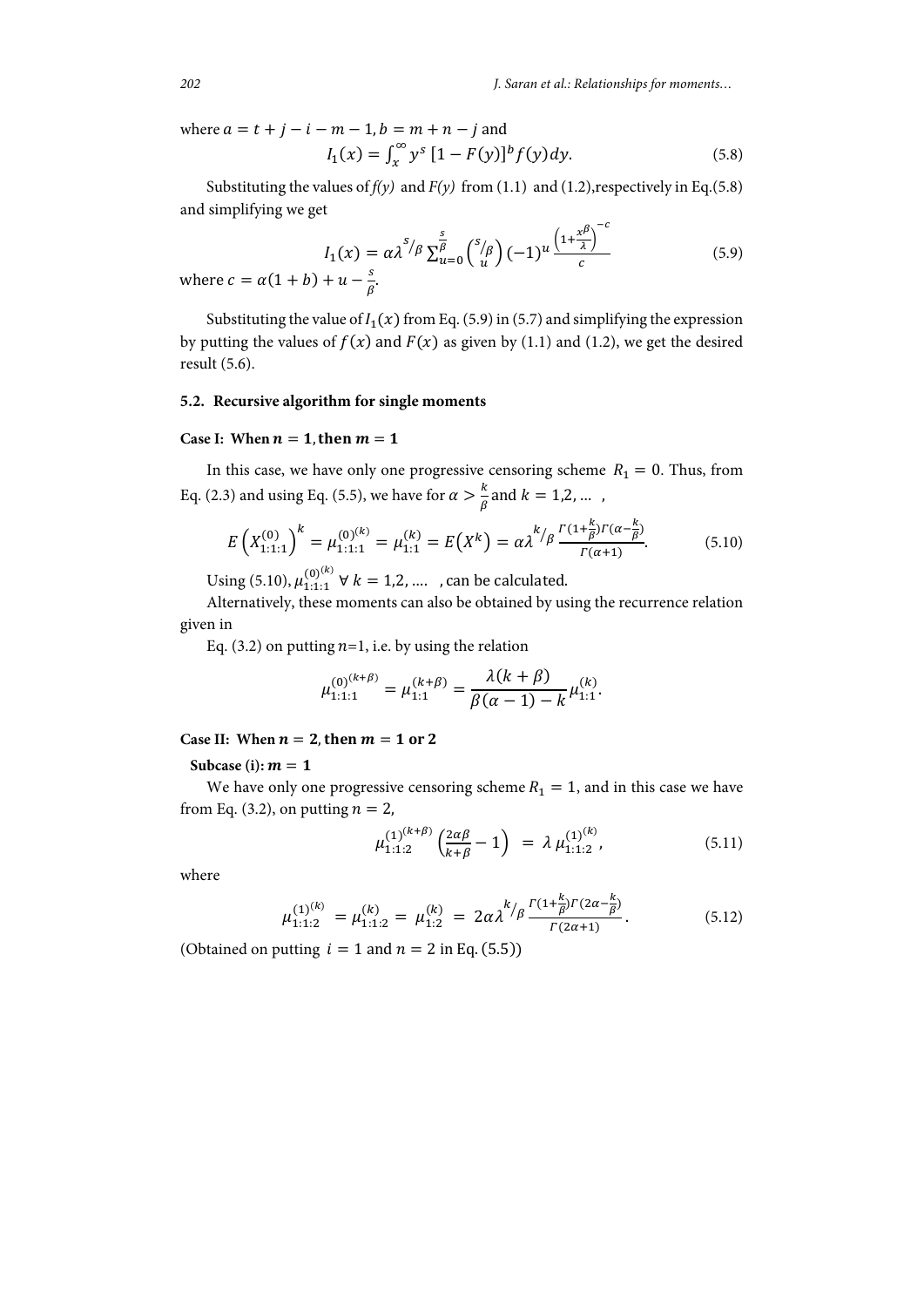where $a = t + j - i - m - 1, b = m + n - j$ and

$$I_1(x) = \int_x^\infty y^s \, [1 - F(y)]^b f(y) dy. \tag{5.8}$$

Substituting the values of *f(y)* and *F(y)* from (1.1) and (1.2),respectively in Eq.(5.8) and simplifying we get

$$I_1(x) = \alpha \lambda^{s/\beta} \sum_{u=0}^{\frac{s}{\beta}} \binom{s/\beta}{u} (-1)^u \frac{\left(1+\frac{x^\beta}{\lambda}\right)^{-c}}{c} \tag{5.9}$$

where $c = \alpha(1 + b) + u - \frac{s}{\beta}$.

Substituting the value of $I_1(x)$ from Eq. (5.9) in (5.7) and simplifying the expression by putting the values of $f(x)$ and $F(x)$ as given by (1.1) and (1.2), we get the desired result (5.6).

### 5.2. Recursive algorithm for single moments

**Case I: When $n = 1$, then $m = 1$**

In this case, we have only one progressive censoring scheme $R_1 = 0$. Thus, from Eq. (2.3) and using Eq. (5.5), we have for $\alpha > \frac{k}{\beta}$ and $k = 1,2, \ldots$ ,

$$E\left(X_{1:1:1}^{(0)}\right)^k = \mu_{1:1:1}^{(0)^{(k)}} = \mu_{1:1}^{(k)} = E(X^k) = \alpha \lambda^{k/\beta} \frac{\Gamma(1+\frac{k}{\beta})\Gamma(\alpha-\frac{k}{\beta})}{\Gamma(\alpha+1)}. \tag{5.10}$$

Using (5.10), $\mu_{1:1:1}^{(0)^{(k)}}$ $\forall\, k = 1,2, \ldots.$ , can be calculated.

Alternatively, these moments can also be obtained by using the recurrence relation given in

Eq. (3.2) on putting *n*=1, i.e. by using the relation

$$\mu_{1:1:1}^{(0)^{(k+\beta)}} = \mu_{1:1}^{(k+\beta)} = \frac{\lambda(k+\beta)}{\beta(\alpha-1)-k} \mu_{1:1}^{(k)}.$$

**Case II: When $n = 2$, then $m = 1$ or $2$**

**Subcase (i): $m = 1$**

We have only one progressive censoring scheme $R_1 = 1$, and in this case we have from Eq. (3.2), on putting $n = 2$,

$$\mu_{1:1:2}^{(1)^{(k+\beta)}} \left(\frac{2\alpha\beta}{k+\beta} - 1\right) = \lambda\, \mu_{1:1:2}^{(1)^{(k)}}, \tag{5.11}$$

where

$$\mu_{1:1:2}^{(1)^{(k)}} = \mu_{1:1:2}^{(k)} = \mu_{1:2}^{(k)} = 2\alpha \lambda^{k/\beta} \frac{\Gamma(1+\frac{k}{\beta})\Gamma(2\alpha-\frac{k}{\beta})}{\Gamma(2\alpha+1)}. \tag{5.12}$$

(Obtained on putting $i = 1$ and $n = 2$ in Eq. (5.5))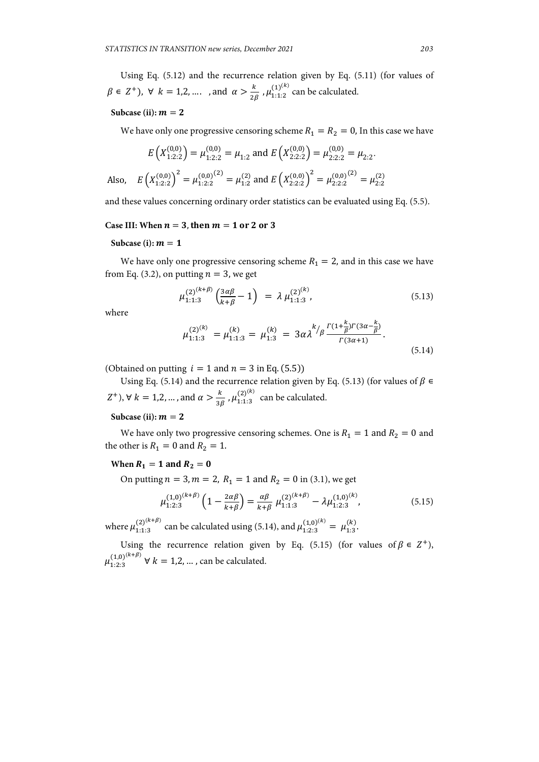Using Eq. (5.12) and the recurrence relation given by Eq. (5.11) (for values of $\beta \in Z^{+}$), $\forall\ k = 1,2, \ldots$ , and $\alpha > \frac{k}{2\beta}$ , $\mu_{1:1:2}^{(1)^{(k)}}$ can be calculated.

**Subcase (ii): $m = 2$**

We have only one progressive censoring scheme $R_1 = R_2 = 0$, In this case we have

$$E\left(X_{1:2:2}^{(0,0)}\right) = \mu_{1:2:2}^{(0,0)} = \mu_{1:2} \text{ and } E\left(X_{2:2:2}^{(0,0)}\right) = \mu_{2:2:2}^{(0,0)} = \mu_{2:2}.$$

Also, $\quad E\left(X_{1:2:2}^{(0,0)}\right)^2 = \mu_{1:2:2}^{(0,0)^{(2)}} = \mu_{1:2}^{(2)}$ and $E\left(X_{2:2:2}^{(0,0)}\right)^2 = \mu_{2:2:2}^{(0,0)^{(2)}} = \mu_{2:2}^{(2)}$

and these values concerning ordinary order statistics can be evaluated using Eq. (5.5).

**Case III: When $n = 3$, then $m = 1$ or 2 or 3**

**Subcase (i): $m = 1$**

We have only one progressive censoring scheme $R_1 = 2$, and in this case we have from Eq. (3.2), on putting $n = 3$, we get

$$\mu_{1:1:3}^{(2)^{(k+\beta)}}\left(\frac{3\alpha\beta}{k+\beta} - 1\right) = \lambda\, \mu_{1:1:3}^{(2)^{(k)}}, \tag{5.13}$$

where

$$\mu_{1:1:3}^{(2)^{(k)}} = \mu_{1:1:3}^{(k)} = \mu_{1:3}^{(k)} = 3\alpha\lambda^{k/\beta}\frac{\Gamma(1+\frac{k}{\beta})\Gamma(3\alpha-\frac{k}{\beta})}{\Gamma(3\alpha+1)}. \tag{5.14}$$

(Obtained on putting $i = 1$ and $n = 3$ in Eq. (5.5))

Using Eq. (5.14) and the recurrence relation given by Eq. (5.13) (for values of $\beta \in Z^{+}$), $\forall\ k = 1,2, \ldots$, and $\alpha > \frac{k}{3\beta}$ , $\mu_{1:1:3}^{(2)^{(k)}}$ can be calculated.

**Subcase (ii): $m = 2$**

We have only two progressive censoring schemes. One is $R_1 = 1$ and $R_2 = 0$ and the other is $R_1 = 0$ and $R_2 = 1$.

**When $R_1 = 1$ and $R_2 = 0$**

On putting $n = 3, m = 2,\ R_1 = 1$ and $R_2 = 0$ in (3.1), we get

$$\mu_{1:2:3}^{(1,0)^{(k+\beta)}}\left(1 - \frac{2\alpha\beta}{k+\beta}\right) = \frac{\alpha\beta}{k+\beta}\, \mu_{1:1:3}^{(2)^{(k+\beta)}} - \lambda\mu_{1:2:3}^{(1,0)^{(k)}}, \tag{5.15}$$

where $\mu_{1:1:3}^{(2)^{(k+\beta)}}$ can be calculated using (5.14), and $\mu_{1:2:3}^{(1,0)^{(k)}} = \mu_{1:3}^{(k)}$.

Using the recurrence relation given by Eq. (5.15) (for values of $\beta \in Z^{+}$), $\mu_{1:2:3}^{(1,0)^{(k+\beta)}}$ $\forall\ k = 1,2, \ldots$ , can be calculated.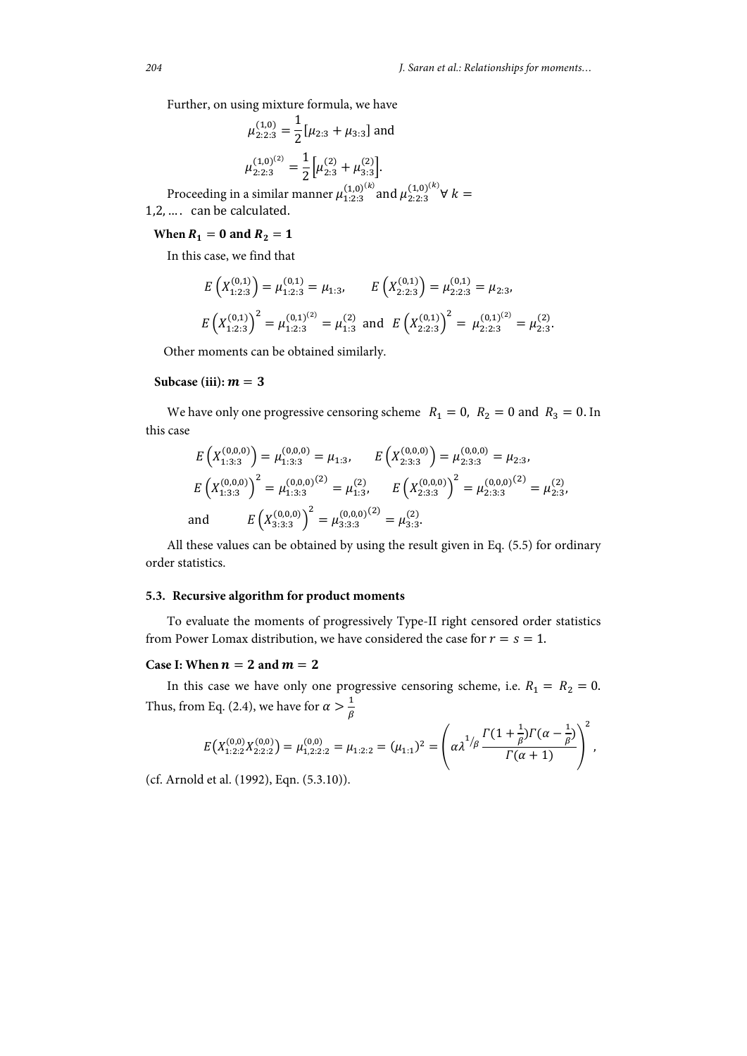Further, on using mixture formula, we have

$$\mu_{2:2:3}^{(1,0)} = \frac{1}{2}[\mu_{2:3} + \mu_{3:3}] \text{ and}$$

$$\mu_{2:2:3}^{(1,0)^{(2)}} = \frac{1}{2}\left[\mu_{2:3}^{(2)} + \mu_{3:3}^{(2)}\right].$$

Proceeding in a similar manner $\mu_{1:2:3}^{(1,0)^{(k)}}$ and $\mu_{2:2:3}^{(1,0)^{(k)}}$ $\forall\, k = 1,2,\ldots$. can be calculated.

**When $R_1 = 0$ and $R_2 = 1$**

In this case, we find that

$$E\left(X_{1:2:3}^{(0,1)}\right) = \mu_{1:2:3}^{(0,1)} = \mu_{1:3}, \qquad E\left(X_{2:2:3}^{(0,1)}\right) = \mu_{2:2:3}^{(0,1)} = \mu_{2:3},$$

$$E\left(X_{1:2:3}^{(0,1)}\right)^2 = \mu_{1:2:3}^{(0,1)^{(2)}} = \mu_{1:3}^{(2)} \text{ and } E\left(X_{2:2:3}^{(0,1)}\right)^2 = \mu_{2:2:3}^{(0,1)^{(2)}} = \mu_{2:3}^{(2)}.$$

Other moments can be obtained similarly.

**Subcase (iii): $m = 3$**

We have only one progressive censoring scheme $R_1 = 0,\ R_2 = 0$ and $R_3 = 0$. In this case

$$E\left(X_{1:3:3}^{(0,0,0)}\right) = \mu_{1:3:3}^{(0,0,0)} = \mu_{1:3}, \qquad E\left(X_{2:3:3}^{(0,0,0)}\right) = \mu_{2:3:3}^{(0,0,0)} = \mu_{2:3},$$

$$E\left(X_{1:3:3}^{(0,0,0)}\right)^2 = \mu_{1:3:3}^{(0,0,0)^{(2)}} = \mu_{1:3}^{(2)}, \qquad E\left(X_{2:3:3}^{(0,0,0)}\right)^2 = \mu_{2:3:3}^{(0,0,0)^{(2)}} = \mu_{2:3}^{(2)},$$

$$\text{and} \qquad E\left(X_{3:3:3}^{(0,0,0)}\right)^2 = \mu_{3:3:3}^{(0,0,0)^{(2)}} = \mu_{3:3}^{(2)}.$$

All these values can be obtained by using the result given in Eq. (5.5) for ordinary order statistics.

### 5.3. Recursive algorithm for product moments

To evaluate the moments of progressively Type-II right censored order statistics from Power Lomax distribution, we have considered the case for $r = s = 1$.

**Case I: When $n = 2$ and $m = 2$**

In this case we have only one progressive censoring scheme, i.e. $R_1 = R_2 = 0$. Thus, from Eq. (2.4), we have for $\alpha > \frac{1}{\beta}$

$$E\left(X_{1:2:2}^{(0,0)} X_{2:2:2}^{(0,0)}\right) = \mu_{1,2:2:2}^{(0,0)} = \mu_{1:2:2} = (\mu_{1:1})^2 = \left(\alpha\lambda^{1/\beta}\frac{\Gamma(1+\frac{1}{\beta})\Gamma(\alpha-\frac{1}{\beta})}{\Gamma(\alpha+1)}\right)^2,$$

(cf. Arnold et al. (1992), Eqn. (5.3.10)).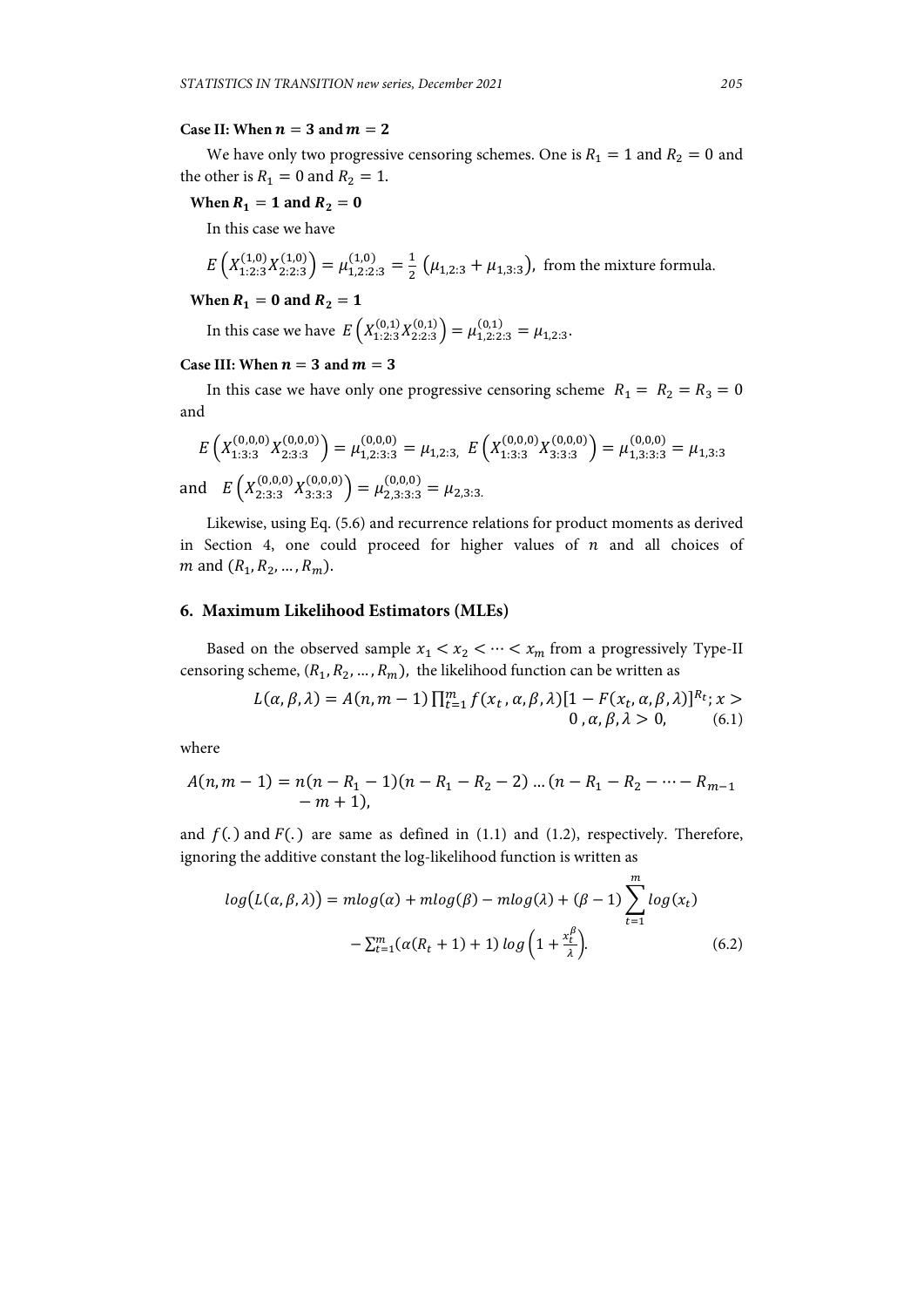**Case II: When $n = 3$ and $m = 2$**

We have only two progressive censoring schemes. One is $R_1 = 1$ and $R_2 = 0$ and the other is $R_1 = 0$ and $R_2 = 1$.

**When $R_1 = 1$ and $R_2 = 0$**

In this case we have

$$E\left(X_{1:2:3}^{(1,0)}X_{2:2:3}^{(1,0)}\right) = \mu_{1,2:2:3}^{(1,0)} = \frac{1}{2}\left(\mu_{1,2:3} + \mu_{1,3:3}\right), \text{ from the mixture formula.}$$

**When $R_1 = 0$ and $R_2 = 1$**

In this case we have $E\left(X_{1:2:3}^{(0,1)}X_{2:2:3}^{(0,1)}\right) = \mu_{1,2:2:3}^{(0,1)} = \mu_{1,2:3}$.

**Case III: When $n = 3$ and $m = 3$**

In this case we have only one progressive censoring scheme $R_1 = R_2 = R_3 = 0$ and

$$E\left(X_{1:3:3}^{(0,0,0)}X_{2:3:3}^{(0,0,0)}\right) = \mu_{1,2:3:3}^{(0,0,0)} = \mu_{1,2:3}, \; E\left(X_{1:3:3}^{(0,0,0)}X_{3:3:3}^{(0,0,0)}\right) = \mu_{1,3:3:3}^{(0,0,0)} = \mu_{1,3:3}$$

and $E\left(X_{2:3:3}^{(0,0,0)}X_{3:3:3}^{(0,0,0)}\right) = \mu_{2,3:3:3}^{(0,0,0)} = \mu_{2,3:3.}$

Likewise, using Eq. (5.6) and recurrence relations for product moments as derived in Section 4, one could proceed for higher values of $n$ and all choices of $m$ and $(R_1, R_2, \ldots, R_m)$.

## 6. Maximum Likelihood Estimators (MLEs)

Based on the observed sample $x_1 < x_2 < \cdots < x_m$ from a progressively Type-II censoring scheme, $(R_1, R_2, \ldots, R_m)$, the likelihood function can be written as

$$L(\alpha, \beta, \lambda) = A(n, m-1)\prod_{t=1}^{m} f(x_t, \alpha, \beta, \lambda)[1 - F(x_t, \alpha, \beta, \lambda)]^{R_t}; x > 0, \alpha, \beta, \lambda > 0, \tag{6.1}$$

where

$$A(n, m-1) = n(n - R_1 - 1)(n - R_1 - R_2 - 2) \ldots (n - R_1 - R_2 - \cdots - R_{m-1} - m + 1),$$

and $f(.)$ and $F(.)$ are same as defined in (1.1) and (1.2), respectively. Therefore, ignoring the additive constant the log-likelihood function is written as

$$log\big(L(\alpha, \beta, \lambda)\big) = m log(\alpha) + m log(\beta) - m log(\lambda) + (\beta - 1)\sum_{t=1}^{m} log(x_t) - \sum_{t=1}^{m}(\alpha(R_t + 1) + 1)\, log\left(1 + \frac{x_t^{\beta}}{\lambda}\right). \tag{6.2}$$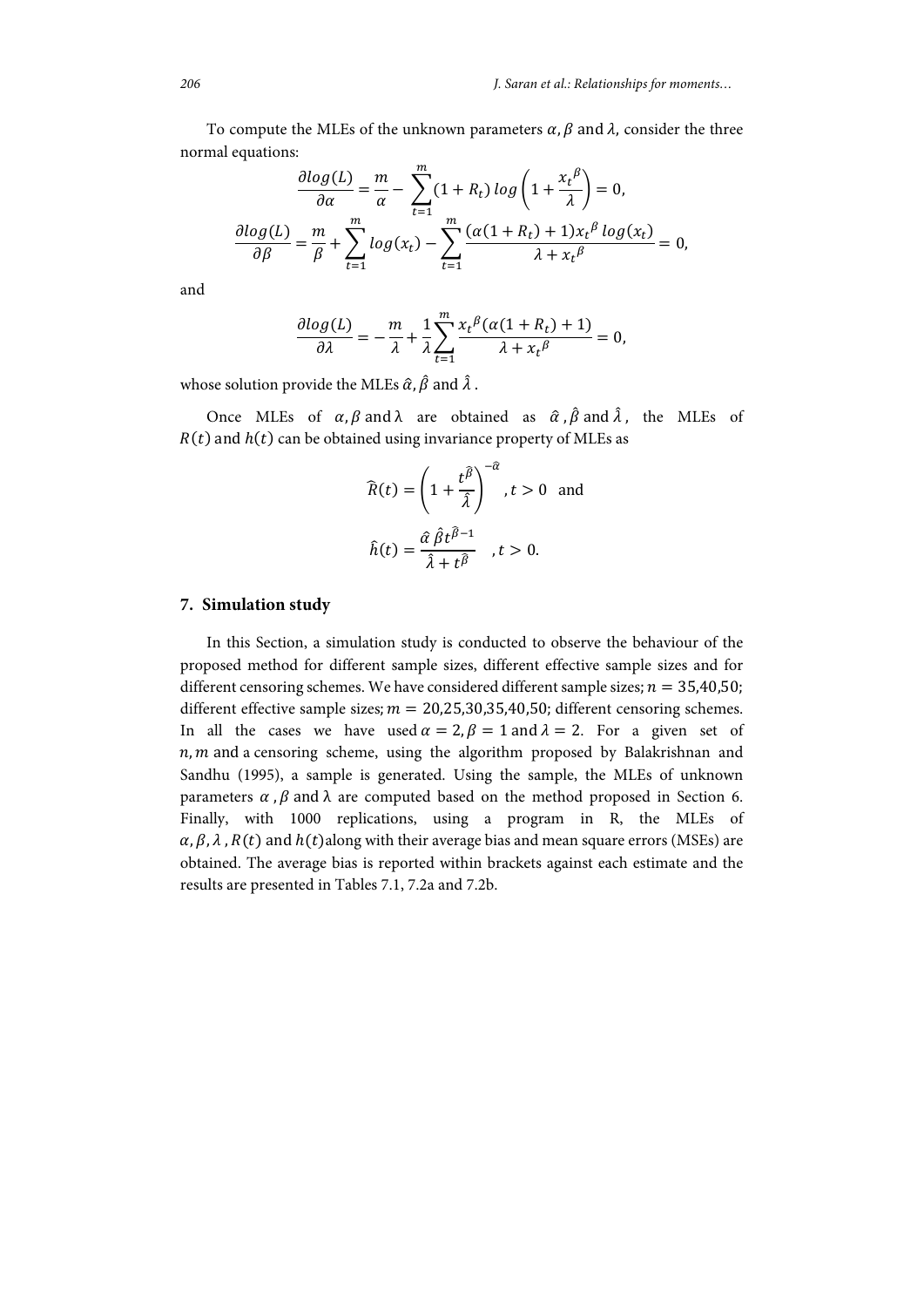To compute the MLEs of the unknown parameters $\alpha, \beta$ and $\lambda$, consider the three normal equations:

$$\frac{\partial log(L)}{\partial \alpha} = \frac{m}{\alpha} - \sum_{t=1}^{m} (1 + R_t) \, log\left(1 + \frac{x_t^{\beta}}{\lambda}\right) = 0,$$

$$\frac{\partial log(L)}{\partial \beta} = \frac{m}{\beta} + \sum_{t=1}^{m} log(x_t) - \sum_{t=1}^{m} \frac{(\alpha(1 + R_t) + 1) x_t^{\beta} \, log(x_t)}{\lambda + x_t^{\beta}} = 0,$$

and

$$\frac{\partial log(L)}{\partial \lambda} = -\frac{m}{\lambda} + \frac{1}{\lambda} \sum_{t=1}^{m} \frac{x_t^{\beta}(\alpha(1 + R_t) + 1)}{\lambda + x_t^{\beta}} = 0,$$

whose solution provide the MLEs $\hat{\alpha}, \hat{\beta}$ and $\hat{\lambda}$ .

Once MLEs of $\alpha, \beta$ and $\lambda$ are obtained as $\hat{\alpha}, \hat{\beta}$ and $\hat{\lambda}$, the MLEs of $R(t)$ and $h(t)$ can be obtained using invariance property of MLEs as

$$\widehat{R}(t) = \left(1 + \frac{t^{\hat{\beta}}}{\hat{\lambda}}\right)^{-\hat{\alpha}}, t > 0 \quad \text{and}$$

$$\hat{h}(t) = \frac{\hat{\alpha} \, \hat{\beta} t^{\hat{\beta}-1}}{\hat{\lambda} + t^{\hat{\beta}}} \quad , t > 0.$$

## 7. Simulation study

In this Section, a simulation study is conducted to observe the behaviour of the proposed method for different sample sizes, different effective sample sizes and for different censoring schemes. We have considered different sample sizes; $n = 35,40,50$; different effective sample sizes; $m = 20,25,30,35,40,50$; different censoring schemes. In all the cases we have used $\alpha = 2, \beta = 1$ and $\lambda = 2$. For a given set of $n, m$ and a censoring scheme, using the algorithm proposed by Balakrishnan and Sandhu (1995), a sample is generated. Using the sample, the MLEs of unknown parameters $\alpha$, $\beta$ and $\lambda$ are computed based on the method proposed in Section 6. Finally, with 1000 replications, using a program in R, the MLEs of $\alpha, \beta, \lambda$, $R(t)$ and $h(t)$ along with their average bias and mean square errors (MSEs) are obtained. The average bias is reported within brackets against each estimate and the results are presented in Tables 7.1, 7.2a and 7.2b.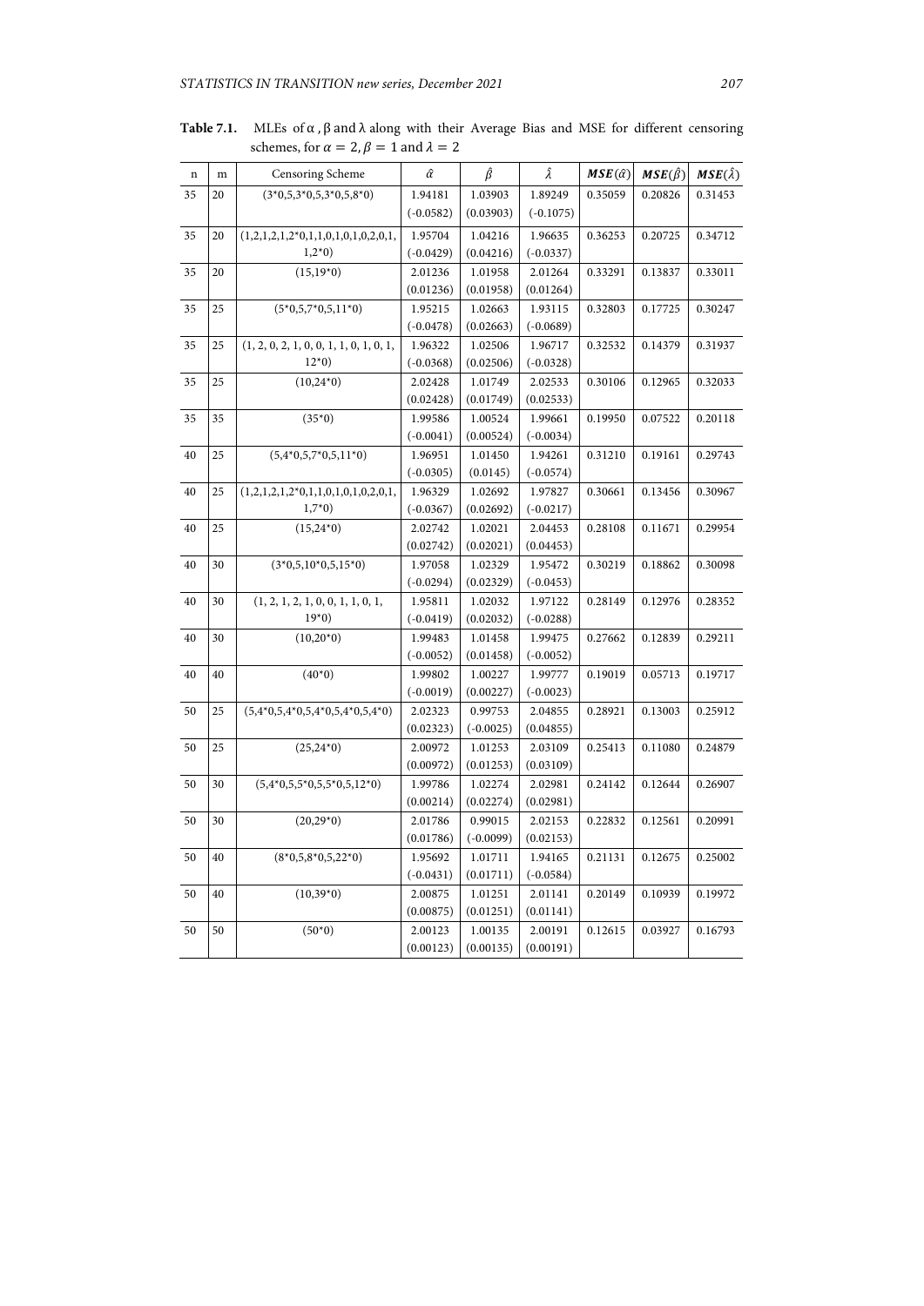**Table 7.1.** MLEs of $\alpha$ , $\beta$ and $\lambda$ along with their Average Bias and MSE for different censoring schemes, for $\alpha = 2, \beta = 1$ and $\lambda = 2$

| n | m | Censoring Scheme | $\hat{\alpha}$ | $\hat{\beta}$ | $\hat{\lambda}$ | $MSE(\hat{\alpha})$ | $MSE(\hat{\beta})$ | $MSE(\hat{\lambda})$ |
|---|---|---|---|---|---|---|---|---|
| 35 | 20 | (3*0,5,3*0,5,3*0,5,8*0) | 1.94181 (-0.0582) | 1.03903 (0.03903) | 1.89249 (-0.1075) | 0.35059 | 0.20826 | 0.31453 |
| 35 | 20 | (1,2,1,2,1,2*0,1,1,0,1,0,1,0,2,0,1, 1,2*0) | 1.95704 (-0.0429) | 1.04216 (0.04216) | 1.96635 (-0.0337) | 0.36253 | 0.20725 | 0.34712 |
| 35 | 20 | (15,19*0) | 2.01236 (0.01236) | 1.01958 (0.01958) | 2.01264 (0.01264) | 0.33291 | 0.13837 | 0.33011 |
| 35 | 25 | (5*0,5,7*0,5,11*0) | 1.95215 (-0.0478) | 1.02663 (0.02663) | 1.93115 (-0.0689) | 0.32803 | 0.17725 | 0.30247 |
| 35 | 25 | (1, 2, 0, 2, 1, 0, 0, 1, 1, 0, 1, 0, 1, 12*0) | 1.96322 (-0.0368) | 1.02506 (0.02506) | 1.96717 (-0.0328) | 0.32532 | 0.14379 | 0.31937 |
| 35 | 25 | (10,24*0) | 2.02428 (0.02428) | 1.01749 (0.01749) | 2.02533 (0.02533) | 0.30106 | 0.12965 | 0.32033 |
| 35 | 35 | (35*0) | 1.99586 (-0.0041) | 1.00524 (0.00524) | 1.99661 (-0.0034) | 0.19950 | 0.07522 | 0.20118 |
| 40 | 25 | (5,4*0,5,7*0,5,11*0) | 1.96951 (-0.0305) | 1.01450 (0.0145) | 1.94261 (-0.0574) | 0.31210 | 0.19161 | 0.29743 |
| 40 | 25 | (1,2,1,2,1,2*0,1,1,0,1,0,1,0,2,0,1, 1,7*0) | 1.96329 (-0.0367) | 1.02692 (0.02692) | 1.97827 (-0.0217) | 0.30661 | 0.13456 | 0.30967 |
| 40 | 25 | (15,24*0) | 2.02742 (0.02742) | 1.02021 (0.02021) | 2.04453 (0.04453) | 0.28108 | 0.11671 | 0.29954 |
| 40 | 30 | (3*0,5,10*0,5,15*0) | 1.97058 (-0.0294) | 1.02329 (0.02329) | 1.95472 (-0.0453) | 0.30219 | 0.18862 | 0.30098 |
| 40 | 30 | (1, 2, 1, 2, 1, 0, 0, 1, 1, 0, 1, 19*0) | 1.95811 (-0.0419) | 1.02032 (0.02032) | 1.97122 (-0.0288) | 0.28149 | 0.12976 | 0.28352 |
| 40 | 30 | (10,20*0) | 1.99483 (-0.0052) | 1.01458 (0.01458) | 1.99475 (-0.0052) | 0.27662 | 0.12839 | 0.29211 |
| 40 | 40 | (40*0) | 1.99802 (-0.0019) | 1.00227 (0.00227) | 1.99777 (-0.0023) | 0.19019 | 0.05713 | 0.19717 |
| 50 | 25 | (5,4*0,5,4*0,5,4*0,5,4*0,5,4*0) | 2.02323 (0.02323) | 0.99753 (-0.0025) | 2.04855 (0.04855) | 0.28921 | 0.13003 | 0.25912 |
| 50 | 25 | (25,24*0) | 2.00972 (0.00972) | 1.01253 (0.01253) | 2.03109 (0.03109) | 0.25413 | 0.11080 | 0.24879 |
| 50 | 30 | (5,4*0,5,5*0,5,5*0,5,12*0) | 1.99786 (0.00214) | 1.02274 (0.02274) | 2.02981 (0.02981) | 0.24142 | 0.12644 | 0.26907 |
| 50 | 30 | (20,29*0) | 2.01786 (0.01786) | 0.99015 (-0.0099) | 2.02153 (0.02153) | 0.22832 | 0.12561 | 0.20991 |
| 50 | 40 | (8*0,5,8*0,5,22*0) | 1.95692 (-0.0431) | 1.01711 (0.01711) | 1.94165 (-0.0584) | 0.21131 | 0.12675 | 0.25002 |
| 50 | 40 | (10,39*0) | 2.00875 (0.00875) | 1.01251 (0.01251) | 2.01141 (0.01141) | 0.20149 | 0.10939 | 0.19972 |
| 50 | 50 | (50*0) | 2.00123 (0.00123) | 1.00135 (0.00135) | 2.00191 (0.00191) | 0.12615 | 0.03927 | 0.16793 |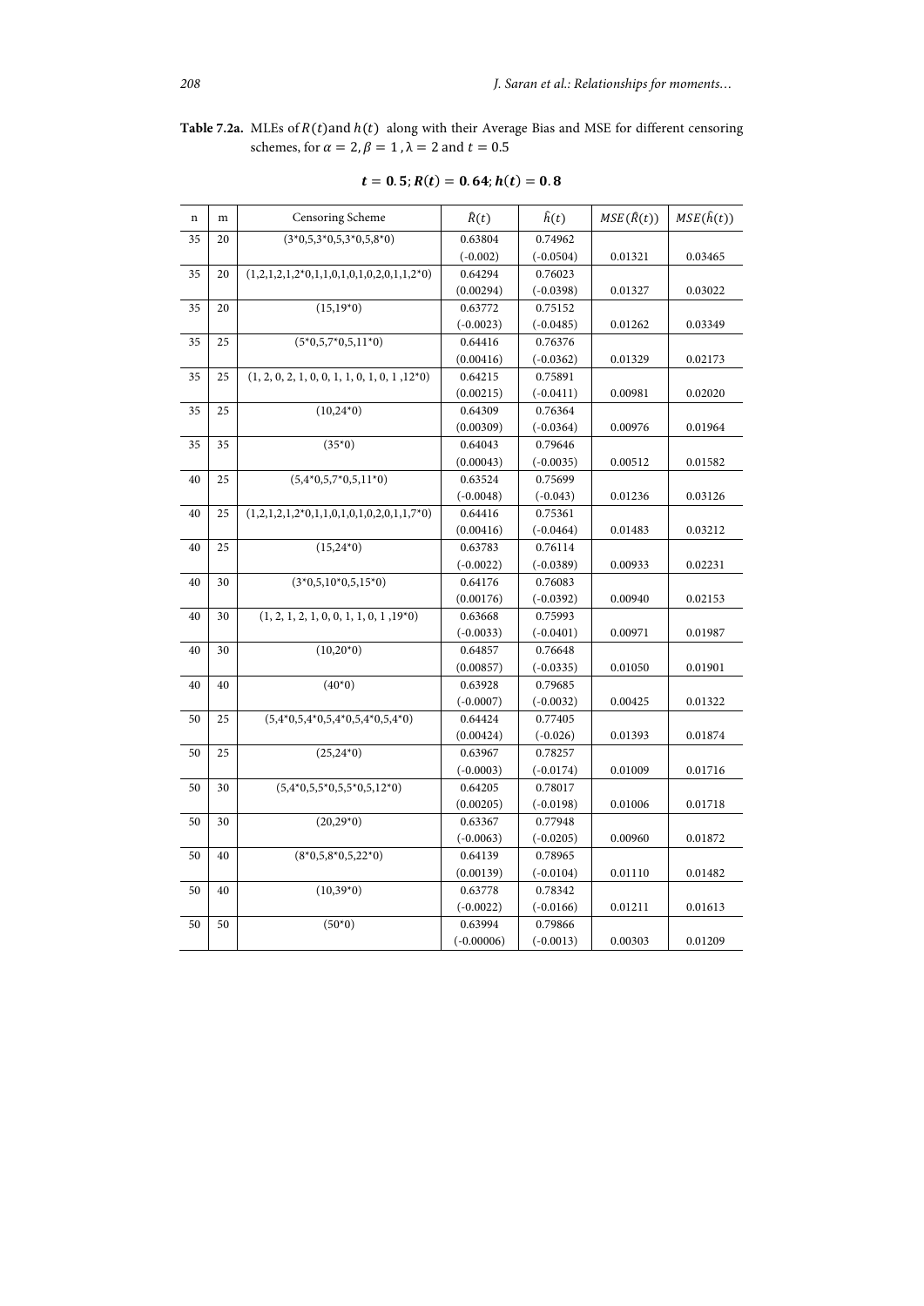**Table 7.2a.** MLEs of $R(t)$ and $h(t)$ along with their Average Bias and MSE for different censoring schemes, for $\alpha = 2, \beta = 1, \lambda = 2$ and $t = 0.5$

$$t = 0.5; R(t) = 0.64; h(t) = 0.8$$

| n | m | Censoring Scheme | $\hat{R}(t)$ | $\hat{h}(t)$ | $MSE(\hat{R}(t))$ | $MSE(\hat{h}(t))$ |
|---|---|---|---|---|---|---|
| 35 | 20 | (3*0,5,3*0,5,3*0,5,8*0) | 0.63804 (-0.002) | 0.74962 (-0.0504) | 0.01321 | 0.03465 |
| 35 | 20 | (1,2,1,2,1,2*0,1,1,0,1,0,1,0,2,0,1,1,2*0) | 0.64294 (0.00294) | 0.76023 (-0.0398) | 0.01327 | 0.03022 |
| 35 | 20 | (15,19*0) | 0.63772 (-0.0023) | 0.75152 (-0.0485) | 0.01262 | 0.03349 |
| 35 | 25 | (5*0,5,7*0,5,11*0) | 0.64416 (0.00416) | 0.76376 (-0.0362) | 0.01329 | 0.02173 |
| 35 | 25 | (1, 2, 0, 2, 1, 0, 0, 1, 1, 0, 1, 0, 1 ,12*0) | 0.64215 (0.00215) | 0.75891 (-0.0411) | 0.00981 | 0.02020 |
| 35 | 25 | (10,24*0) | 0.64309 (0.00309) | 0.76364 (-0.0364) | 0.00976 | 0.01964 |
| 35 | 35 | (35*0) | 0.64043 (0.00043) | 0.79646 (-0.0035) | 0.00512 | 0.01582 |
| 40 | 25 | (5,4*0,5,7*0,5,11*0) | 0.63524 (-0.0048) | 0.75699 (-0.043) | 0.01236 | 0.03126 |
| 40 | 25 | (1,2,1,2,1,2*0,1,1,0,1,0,1,0,2,0,1,1,7*0) | 0.64416 (0.00416) | 0.75361 (-0.0464) | 0.01483 | 0.03212 |
| 40 | 25 | (15,24*0) | 0.63783 (-0.0022) | 0.76114 (-0.0389) | 0.00933 | 0.02231 |
| 40 | 30 | (3*0,5,10*0,5,15*0) | 0.64176 (0.00176) | 0.76083 (-0.0392) | 0.00940 | 0.02153 |
| 40 | 30 | (1, 2, 1, 2, 1, 0, 0, 1, 1, 0, 1 ,19*0) | 0.63668 (-0.0033) | 0.75993 (-0.0401) | 0.00971 | 0.01987 |
| 40 | 30 | (10,20*0) | 0.64857 (0.00857) | 0.76648 (-0.0335) | 0.01050 | 0.01901 |
| 40 | 40 | (40*0) | 0.63928 (-0.0007) | 0.79685 (-0.0032) | 0.00425 | 0.01322 |
| 50 | 25 | (5,4*0,5,4*0,5,4*0,5,4*0,5,4*0) | 0.64424 (0.00424) | 0.77405 (-0.026) | 0.01393 | 0.01874 |
| 50 | 25 | (25,24*0) | 0.63967 (-0.0003) | 0.78257 (-0.0174) | 0.01009 | 0.01716 |
| 50 | 30 | (5,4*0,5,5*0,5,5*0,5,12*0) | 0.64205 (0.00205) | 0.78017 (-0.0198) | 0.01006 | 0.01718 |
| 50 | 30 | (20,29*0) | 0.63367 (-0.0063) | 0.77948 (-0.0205) | 0.00960 | 0.01872 |
| 50 | 40 | (8*0,5,8*0,5,22*0) | 0.64139 (0.00139) | 0.78965 (-0.0104) | 0.01110 | 0.01482 |
| 50 | 40 | (10,39*0) | 0.63778 (-0.0022) | 0.78342 (-0.0166) | 0.01211 | 0.01613 |
| 50 | 50 | (50*0) | 0.63994 (-0.00006) | 0.79866 (-0.0013) | 0.00303 | 0.01209 |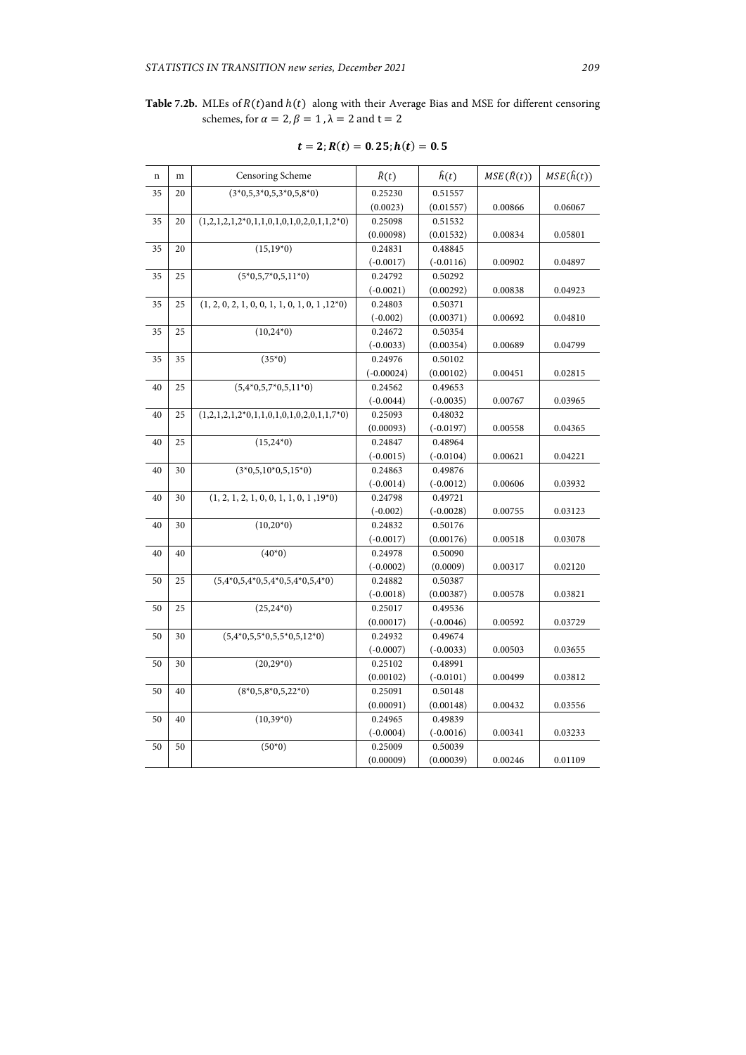**Table 7.2b.** MLEs of $R(t)$ and $h(t)$ along with their Average Bias and MSE for different censoring schemes, for $\alpha = 2, \beta = 1, \lambda = 2$ and t = 2

$$t = 2; R(t) = 0.25; h(t) = 0.5$$

| n | m | Censoring Scheme | $\hat{R}(t)$ | $\hat{h}(t)$ | $MSE(\hat{R}(t))$ | $MSE(\hat{h}(t))$ |
|---|---|---|---|---|---|---|
| 35 | 20 | (3*0,5,3*0,5,3*0,5,8*0) | 0.25230 (0.0023) | 0.51557 (0.01557) | 0.00866 | 0.06067 |
| 35 | 20 | (1,2,1,2,1,2*0,1,1,0,1,0,1,0,2,0,1,1,2*0) | 0.25098 (0.00098) | 0.51532 (0.01532) | 0.00834 | 0.05801 |
| 35 | 20 | (15,19*0) | 0.24831 (-0.0017) | 0.48845 (-0.0116) | 0.00902 | 0.04897 |
| 35 | 25 | (5*0,5,7*0,5,11*0) | 0.24792 (-0.0021) | 0.50292 (0.00292) | 0.00838 | 0.04923 |
| 35 | 25 | (1, 2, 0, 2, 1, 0, 0, 1, 1, 0, 1, 0, 1 ,12*0) | 0.24803 (-0.002) | 0.50371 (0.00371) | 0.00692 | 0.04810 |
| 35 | 25 | (10,24*0) | 0.24672 (-0.0033) | 0.50354 (0.00354) | 0.00689 | 0.04799 |
| 35 | 35 | (35*0) | 0.24976 (-0.00024) | 0.50102 (0.00102) | 0.00451 | 0.02815 |
| 40 | 25 | (5,4*0,5,7*0,5,11*0) | 0.24562 (-0.0044) | 0.49653 (-0.0035) | 0.00767 | 0.03965 |
| 40 | 25 | (1,2,1,2,1,2*0,1,1,0,1,0,1,0,2,0,1,1,7*0) | 0.25093 (0.00093) | 0.48032 (-0.0197) | 0.00558 | 0.04365 |
| 40 | 25 | (15,24*0) | 0.24847 (-0.0015) | 0.48964 (-0.0104) | 0.00621 | 0.04221 |
| 40 | 30 | (3*0,5,10*0,5,15*0) | 0.24863 (-0.0014) | 0.49876 (-0.0012) | 0.00606 | 0.03932 |
| 40 | 30 | (1, 2, 1, 2, 1, 0, 0, 1, 1, 0, 1 ,19*0) | 0.24798 (-0.002) | 0.49721 (-0.0028) | 0.00755 | 0.03123 |
| 40 | 30 | (10,20*0) | 0.24832 (-0.0017) | 0.50176 (0.00176) | 0.00518 | 0.03078 |
| 40 | 40 | (40*0) | 0.24978 (-0.0002) | 0.50090 (0.0009) | 0.00317 | 0.02120 |
| 50 | 25 | (5,4*0,5,4*0,5,4*0,5,4*0,5,4*0) | 0.24882 (-0.0018) | 0.50387 (0.00387) | 0.00578 | 0.03821 |
| 50 | 25 | (25,24*0) | 0.25017 (0.00017) | 0.49536 (-0.0046) | 0.00592 | 0.03729 |
| 50 | 30 | (5,4*0,5,5*0,5,5*0,5,12*0) | 0.24932 (-0.0007) | 0.49674 (-0.0033) | 0.00503 | 0.03655 |
| 50 | 30 | (20,29*0) | 0.25102 (0.00102) | 0.48991 (-0.0101) | 0.00499 | 0.03812 |
| 50 | 40 | (8*0,5,8*0,5,22*0) | 0.25091 (0.00091) | 0.50148 (0.00148) | 0.00432 | 0.03556 |
| 50 | 40 | (10,39*0) | 0.24965 (-0.0004) | 0.49839 (-0.0016) | 0.00341 | 0.03233 |
| 50 | 50 | (50*0) | 0.25009 (0.00009) | 0.50039 (0.00039) | 0.00246 | 0.01109 |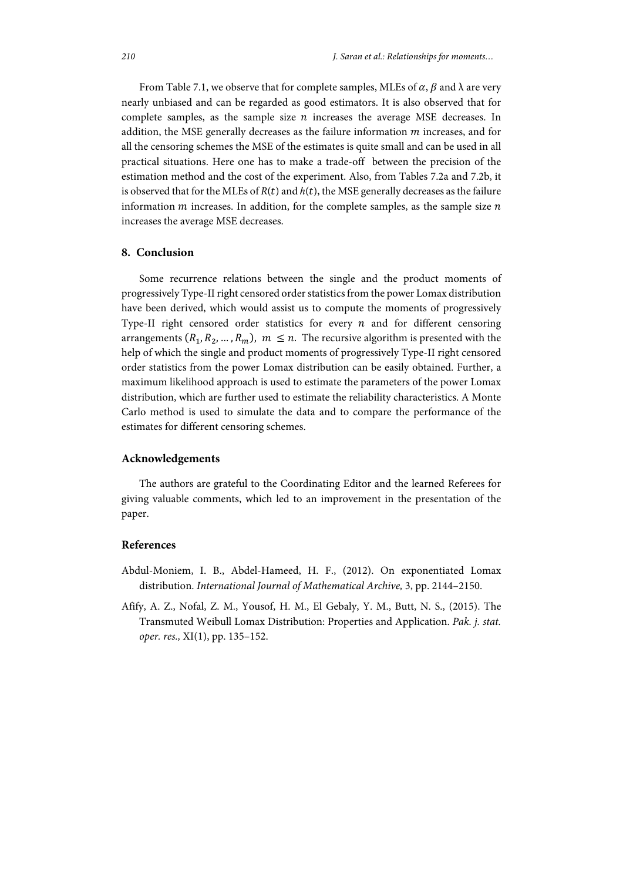From Table 7.1, we observe that for complete samples, MLEs of $\alpha$, $\beta$ and $\lambda$ are very nearly unbiased and can be regarded as good estimators. It is also observed that for complete samples, as the sample size $n$ increases the average MSE decreases. In addition, the MSE generally decreases as the failure information $m$ increases, and for all the censoring schemes the MSE of the estimates is quite small and can be used in all practical situations. Here one has to make a trade-off between the precision of the estimation method and the cost of the experiment. Also, from Tables 7.2a and 7.2b, it is observed that for the MLEs of $R(t)$ and $h(t)$, the MSE generally decreases as the failure information $m$ increases. In addition, for the complete samples, as the sample size $n$ increases the average MSE decreases.

## 8. Conclusion

Some recurrence relations between the single and the product moments of progressively Type-II right censored order statistics from the power Lomax distribution have been derived, which would assist us to compute the moments of progressively Type-II right censored order statistics for every $n$ and for different censoring arrangements $(R_1, R_2, \ldots, R_m)$, $m \leq n$. The recursive algorithm is presented with the help of which the single and product moments of progressively Type-II right censored order statistics from the power Lomax distribution can be easily obtained. Further, a maximum likelihood approach is used to estimate the parameters of the power Lomax distribution, which are further used to estimate the reliability characteristics. A Monte Carlo method is used to simulate the data and to compare the performance of the estimates for different censoring schemes.

## Acknowledgements

The authors are grateful to the Coordinating Editor and the learned Referees for giving valuable comments, which led to an improvement in the presentation of the paper.

## References

Abdul-Moniem, I. B., Abdel-Hameed, H. F., (2012). On exponentiated Lomax distribution. *International Journal of Mathematical Archive,* 3, pp. 2144–2150.

Afify, A. Z., Nofal, Z. M., Yousof, H. M., El Gebaly, Y. M., Butt, N. S., (2015). The Transmuted Weibull Lomax Distribution: Properties and Application. *Pak. j. stat. oper. res.,* XI(1), pp. 135–152.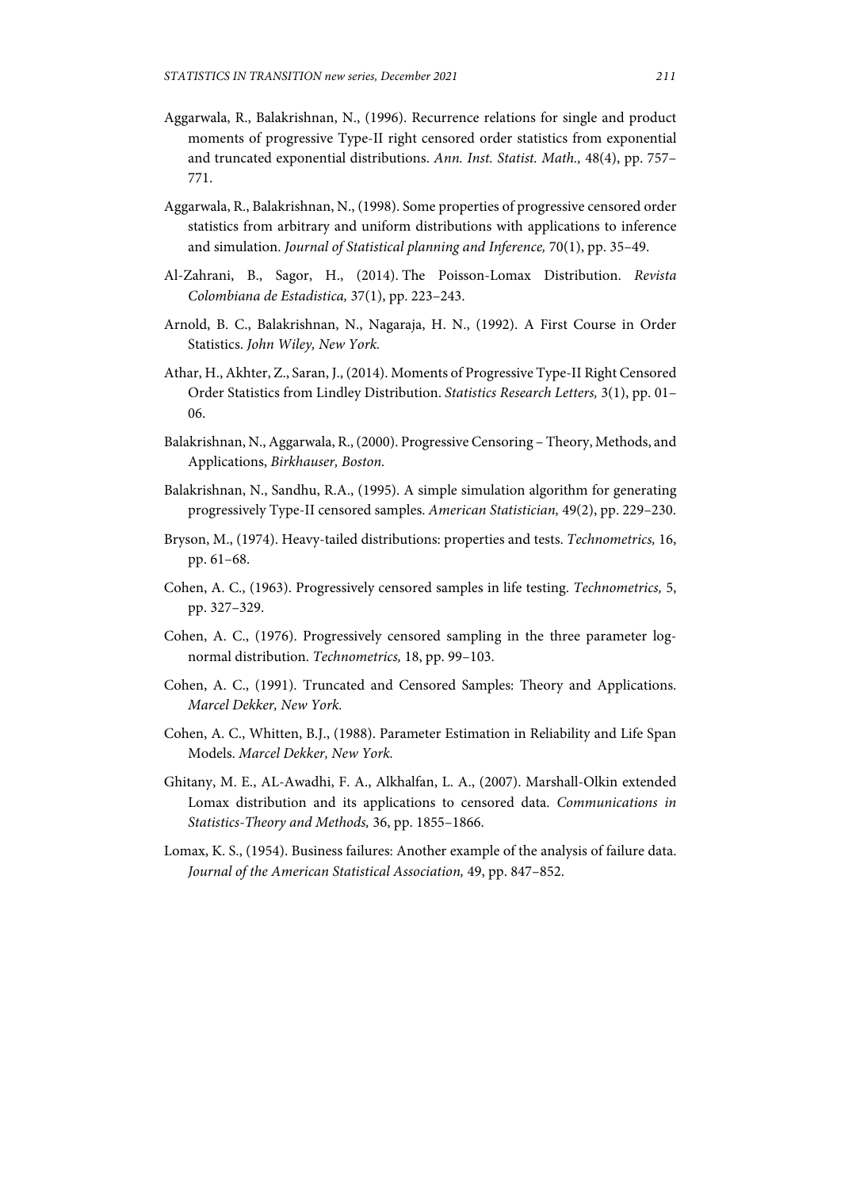Aggarwala, R., Balakrishnan, N., (1996). Recurrence relations for single and product moments of progressive Type-II right censored order statistics from exponential and truncated exponential distributions. *Ann. Inst. Statist. Math.,* 48(4), pp. 757–771.

Aggarwala, R., Balakrishnan, N., (1998). Some properties of progressive censored order statistics from arbitrary and uniform distributions with applications to inference and simulation. *Journal of Statistical planning and Inference,* 70(1), pp. 35–49.

Al-Zahrani, B., Sagor, H., (2014). The Poisson-Lomax Distribution. *Revista Colombiana de Estadistica,* 37(1), pp. 223–243.

Arnold, B. C., Balakrishnan, N., Nagaraja, H. N., (1992). A First Course in Order Statistics. *John Wiley, New York.*

Athar, H., Akhter, Z., Saran, J., (2014). Moments of Progressive Type-II Right Censored Order Statistics from Lindley Distribution. *Statistics Research Letters,* 3(1), pp. 01–06.

Balakrishnan, N., Aggarwala, R., (2000). Progressive Censoring – Theory, Methods, and Applications, *Birkhauser, Boston.*

Balakrishnan, N., Sandhu, R.A., (1995). A simple simulation algorithm for generating progressively Type-II censored samples. *American Statistician,* 49(2), pp. 229–230.

Bryson, M., (1974). Heavy-tailed distributions: properties and tests. *Technometrics,* 16, pp. 61–68.

Cohen, A. C., (1963). Progressively censored samples in life testing. *Technometrics,* 5, pp. 327–329.

Cohen, A. C., (1976). Progressively censored sampling in the three parameter log-normal distribution. *Technometrics,* 18, pp. 99–103.

Cohen, A. C., (1991). Truncated and Censored Samples: Theory and Applications. *Marcel Dekker, New York.*

Cohen, A. C., Whitten, B.J., (1988). Parameter Estimation in Reliability and Life Span Models. *Marcel Dekker, New York.*

Ghitany, M. E., AL-Awadhi, F. A., Alkhalfan, L. A., (2007). Marshall-Olkin extended Lomax distribution and its applications to censored data. *Communications in Statistics-Theory and Methods,* 36, pp. 1855–1866.

Lomax, K. S., (1954). Business failures: Another example of the analysis of failure data. *Journal of the American Statistical Association,* 49, pp. 847–852.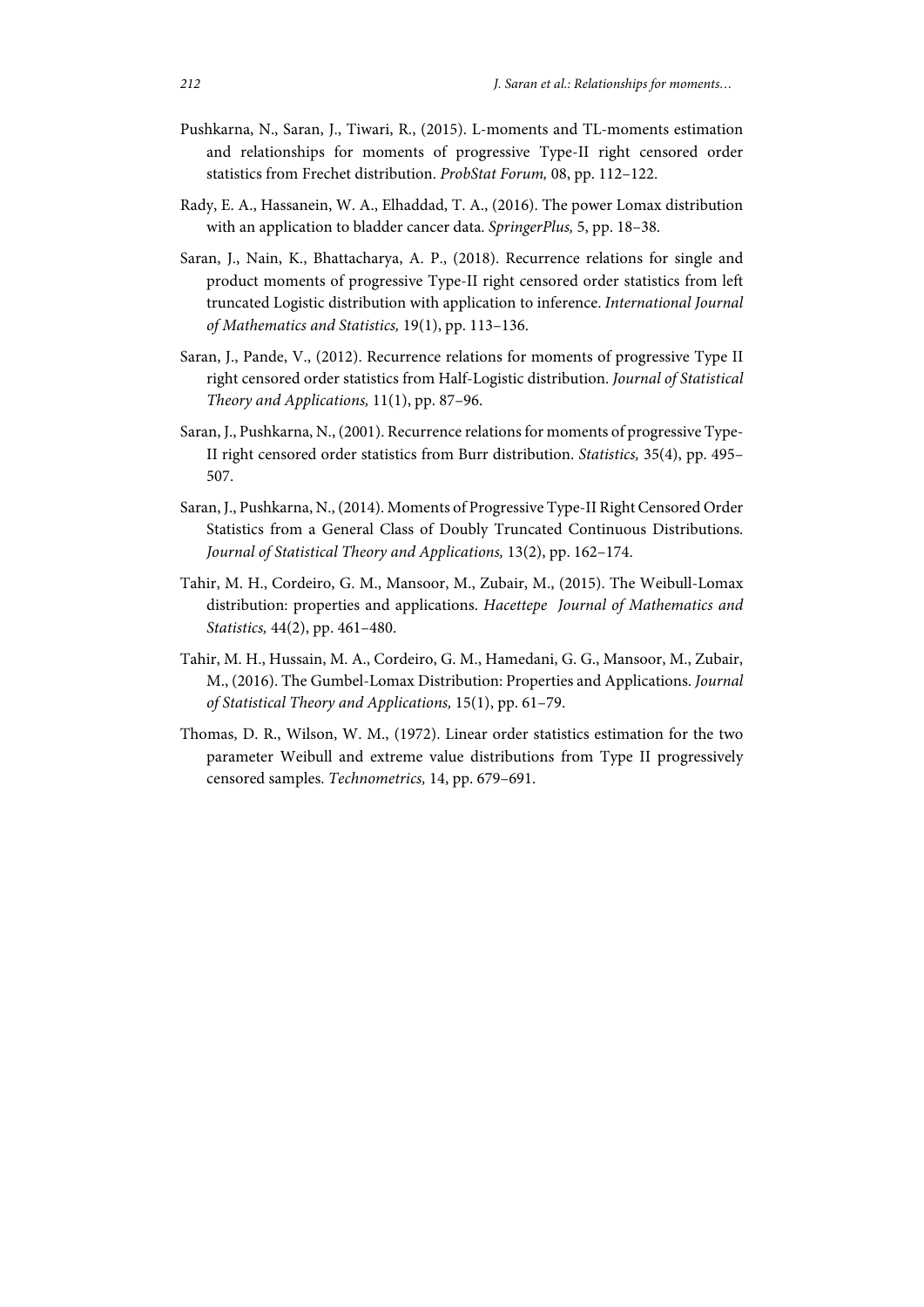Pushkarna, N., Saran, J., Tiwari, R., (2015). L-moments and TL-moments estimation and relationships for moments of progressive Type-II right censored order statistics from Frechet distribution. *ProbStat Forum,* 08, pp. 112–122.

Rady, E. A., Hassanein, W. A., Elhaddad, T. A., (2016). The power Lomax distribution with an application to bladder cancer data. *SpringerPlus,* 5, pp. 18–38.

Saran, J., Nain, K., Bhattacharya, A. P., (2018). Recurrence relations for single and product moments of progressive Type-II right censored order statistics from left truncated Logistic distribution with application to inference. *International Journal of Mathematics and Statistics,* 19(1), pp. 113–136.

Saran, J., Pande, V., (2012). Recurrence relations for moments of progressive Type II right censored order statistics from Half-Logistic distribution. *Journal of Statistical Theory and Applications,* 11(1), pp. 87–96.

Saran, J., Pushkarna, N., (2001). Recurrence relations for moments of progressive Type-II right censored order statistics from Burr distribution. *Statistics,* 35(4), pp. 495–507.

Saran, J., Pushkarna, N., (2014). Moments of Progressive Type-II Right Censored Order Statistics from a General Class of Doubly Truncated Continuous Distributions. *Journal of Statistical Theory and Applications,* 13(2), pp. 162–174.

Tahir, M. H., Cordeiro, G. M., Mansoor, M., Zubair, M., (2015). The Weibull-Lomax distribution: properties and applications. *Hacettepe Journal of Mathematics and Statistics,* 44(2), pp. 461–480.

Tahir, M. H., Hussain, M. A., Cordeiro, G. M., Hamedani, G. G., Mansoor, M., Zubair, M., (2016). The Gumbel-Lomax Distribution: Properties and Applications. *Journal of Statistical Theory and Applications,* 15(1), pp. 61–79.

Thomas, D. R., Wilson, W. M., (1972). Linear order statistics estimation for the two parameter Weibull and extreme value distributions from Type II progressively censored samples. *Technometrics,* 14, pp. 679–691.